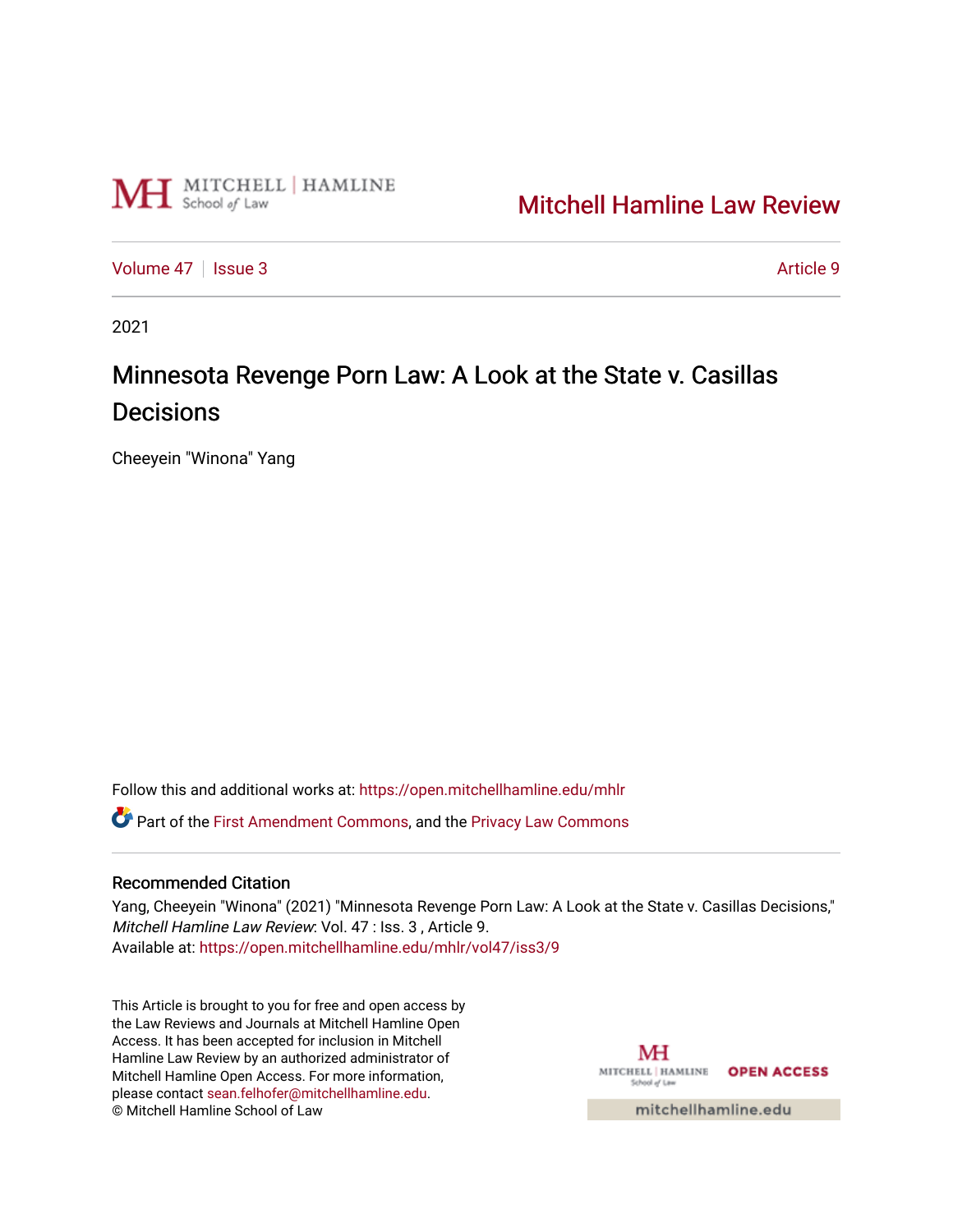Mitchell Hamline Law Review

Volume 47 | Issue 3 Article 9

2021

# Minnesota Revenge Porn Law: A Look at the State v. Casillas Decisions

Cheeyein "Winona" Yang

Follow this and additional works at: https://open.mitchellhamline.edu/mhlr

Part of the First Amendment Commons, and the Privacy Law Commons

## Recommended Citation

Yang, Cheeyein "Winona" (2021) "Minnesota Revenge Porn Law: A Look at the State v. Casillas Decisions," *Mitchell Hamline Law Review*: Vol. 47 : Iss. 3 , Article 9.
Available at: https://open.mitchellhamline.edu/mhlr/vol47/iss3/9

This Article is brought to you for free and open access by the Law Reviews and Journals at Mitchell Hamline Open Access. It has been accepted for inclusion in Mitchell Hamline Law Review by an authorized administrator of Mitchell Hamline Open Access. For more information, please contact sean.felhofer@mitchellhamline.edu.
© Mitchell Hamline School of Law

OPEN ACCESS

mitchellhamline.edu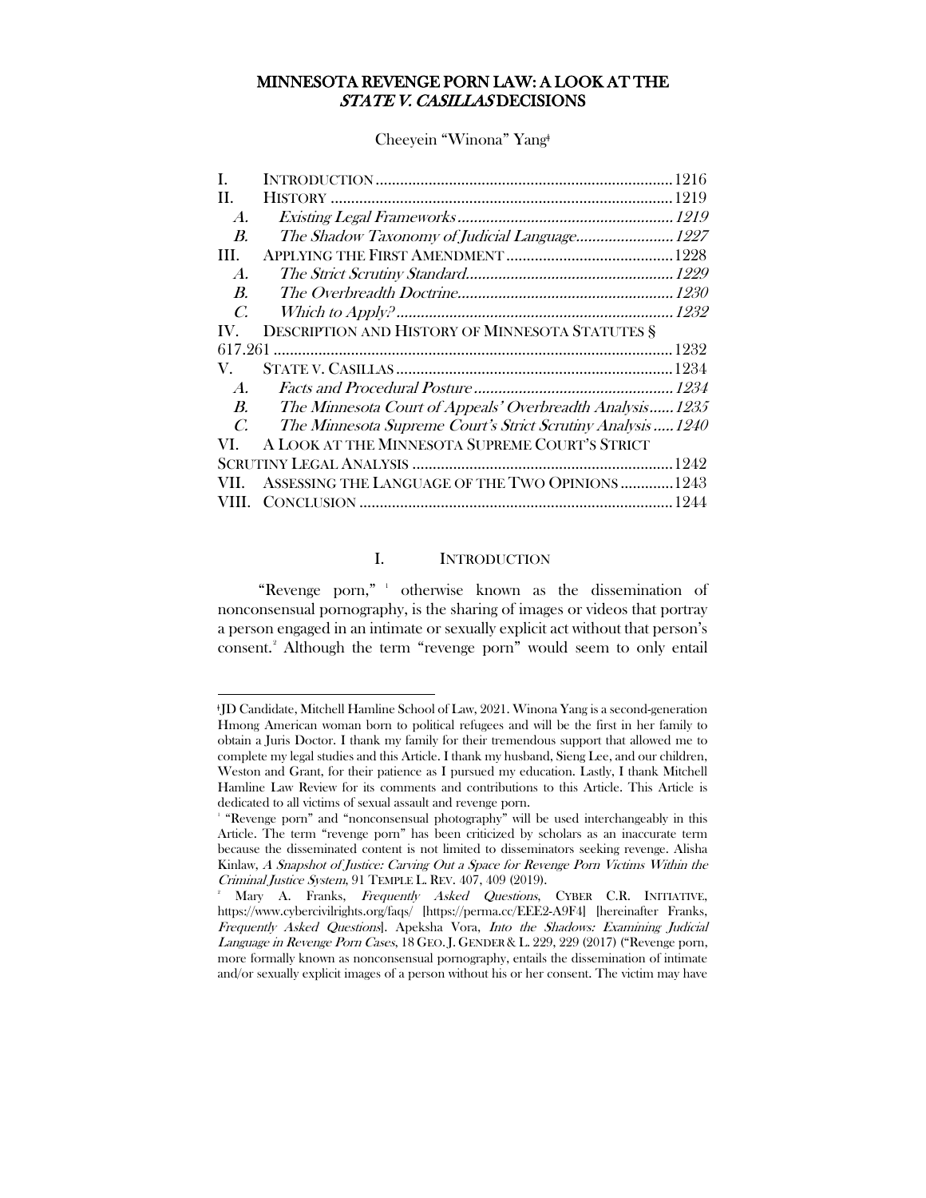# MINNESOTA REVENGE PORN LAW: A LOOK AT THE *STATE V. CASILLAS* DECISIONS

Cheeyein "Winona" Yang[‡]

| | | |
|---|---|---|
| I. | INTRODUCTION | 1216 |
| II. | HISTORY | 1219 |
| *A.* | *Existing Legal Frameworks* | *1219* |
| *B.* | *The Shadow Taxonomy of Judicial Language* | *1227* |
| III. | APPLYING THE FIRST AMENDMENT | 1228 |
| *A.* | *The Strict Scrutiny Standard* | *1229* |
| *B.* | *The Overbreadth Doctrine* | *1230* |
| *C.* | *Which to Apply?* | *1232* |
| IV. | DESCRIPTION AND HISTORY OF MINNESOTA STATUTES § 617.261 | 1232 |
| V. | STATE V. CASILLAS | 1234 |
| *A.* | *Facts and Procedural Posture* | *1234* |
| *B.* | *The Minnesota Court of Appeals' Overbreadth Analysis* | *1235* |
| *C.* | *The Minnesota Supreme Court's Strict Scrutiny Analysis* | *1240* |
| VI. | A LOOK AT THE MINNESOTA SUPREME COURT'S STRICT SCRUTINY LEGAL ANALYSIS | 1242 |
| VII. | ASSESSING THE LANGUAGE OF THE TWO OPINIONS | 1243 |
| VIII. | CONCLUSION | 1244 |

## I. INTRODUCTION

"Revenge porn,"[1] otherwise known as the dissemination of nonconsensual pornography, is the sharing of images or videos that portray a person engaged in an intimate or sexually explicit act without that person's consent.[2] Although the term "revenge porn" would seem to only entail

---

‡JD Candidate, Mitchell Hamline School of Law, 2021. Winona Yang is a second-generation Hmong American woman born to political refugees and will be the first in her family to obtain a Juris Doctor. I thank my family for their tremendous support that allowed me to complete my legal studies and this Article. I thank my husband, Sieng Lee, and our children, Weston and Grant, for their patience as I pursued my education. Lastly, I thank Mitchell Hamline Law Review for its comments and contributions to this Article. This Article is dedicated to all victims of sexual assault and revenge porn.

[1] "Revenge porn" and "nonconsensual photography" will be used interchangeably in this Article. The term "revenge porn" has been criticized by scholars as an inaccurate term because the disseminated content is not limited to disseminators seeking revenge. Alisha Kinlaw, *A Snapshot of Justice: Carving Out a Space for Revenge Porn Victims Within the Criminal Justice System*, 91 TEMPLE L. REV. 407, 409 (2019).

[2] Mary A. Franks, *Frequently Asked Questions*, CYBER C.R. INITIATIVE, https://www.cybercivilrights.org/faqs/ [https://perma.cc/EEE2-A9F4] [hereinafter Franks, *Frequently Asked Questions*]. Apeksha Vora, *Into the Shadows: Examining Judicial Language in Revenge Porn Cases*, 18 GEO. J. GENDER & L. 229, 229 (2017) ("Revenge porn, more formally known as nonconsensual pornography, entails the dissemination of intimate and/or sexually explicit images of a person without his or her consent. The victim may have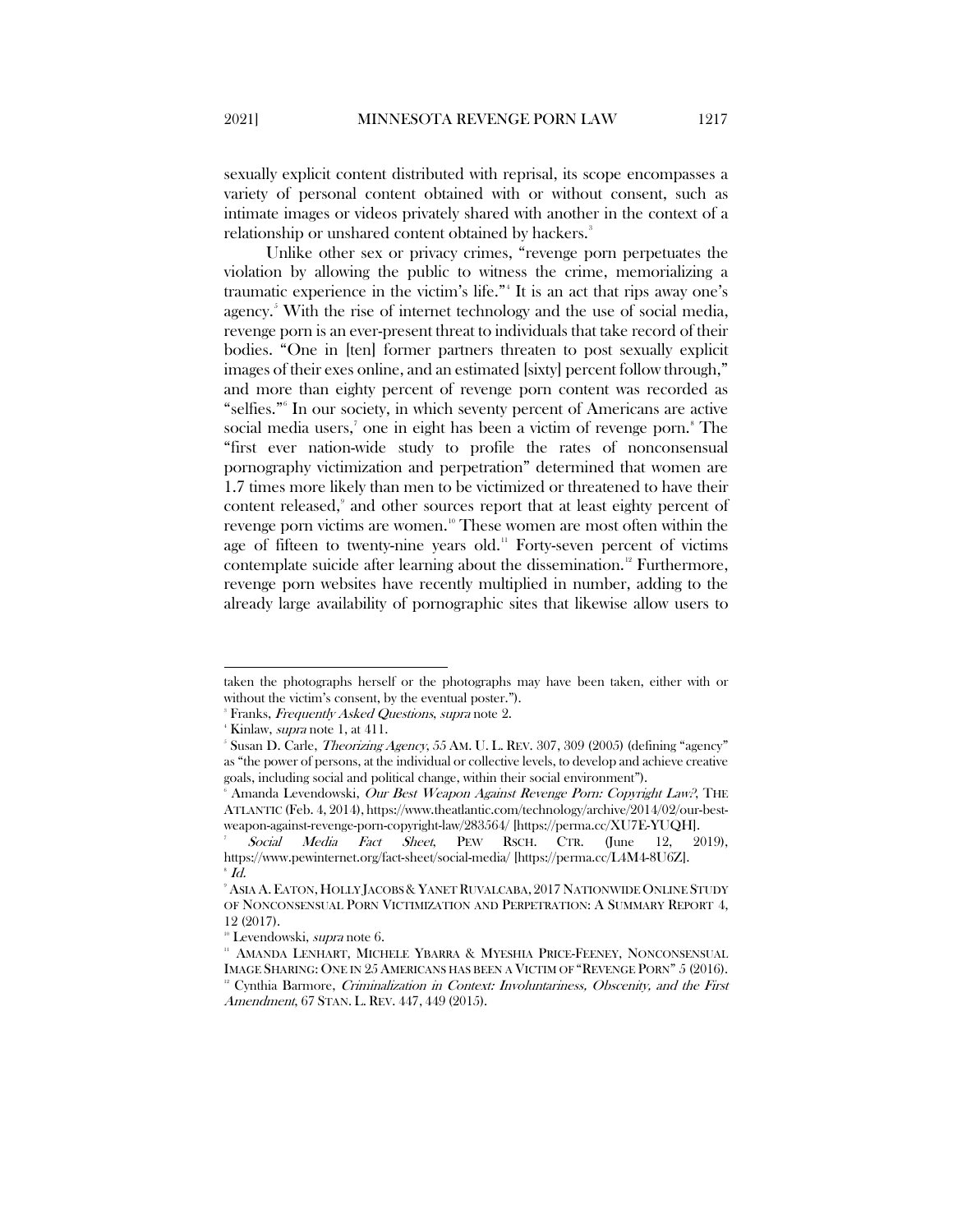sexually explicit content distributed with reprisal, its scope encompasses a variety of personal content obtained with or without consent, such as intimate images or videos privately shared with another in the context of a relationship or unshared content obtained by hackers.[3]

Unlike other sex or privacy crimes, "revenge porn perpetuates the violation by allowing the public to witness the crime, memorializing a traumatic experience in the victim's life."[4] It is an act that rips away one's agency.[5] With the rise of internet technology and the use of social media, revenge porn is an ever-present threat to individuals that take record of their bodies. "One in [ten] former partners threaten to post sexually explicit images of their exes online, and an estimated [sixty] percent follow through," and more than eighty percent of revenge porn content was recorded as "selfies."[6] In our society, in which seventy percent of Americans are active social media users,[7] one in eight has been a victim of revenge porn.[8] The "first ever nation-wide study to profile the rates of nonconsensual pornography victimization and perpetration" determined that women are 1.7 times more likely than men to be victimized or threatened to have their content released,[9] and other sources report that at least eighty percent of revenge porn victims are women.[10] These women are most often within the age of fifteen to twenty-nine years old.[11] Forty-seven percent of victims contemplate suicide after learning about the dissemination.[12] Furthermore, revenge porn websites have recently multiplied in number, adding to the already large availability of pornographic sites that likewise allow users to

---

taken the photographs herself or the photographs may have been taken, either with or without the victim's consent, by the eventual poster.").

[3] Franks, *Frequently Asked Questions*, *supra* note 2.

[4] Kinlaw, *supra* note 1, at 411.

[5] Susan D. Carle, *Theorizing Agency*, 55 AM. U. L. REV. 307, 309 (2005) (defining "agency" as "the power of persons, at the individual or collective levels, to develop and achieve creative goals, including social and political change, within their social environment").

[6] Amanda Levendowski, *Our Best Weapon Against Revenge Porn: Copyright Law?*, THE ATLANTIC (Feb. 4, 2014), https://www.theatlantic.com/technology/archive/2014/02/our-best-weapon-against-revenge-porn-copyright-law/283564/ [https://perma.cc/XU7E-YUQH].

[7] *Social Media Fact Sheet*, PEW RSCH. CTR. (June 12, 2019), https://www.pewinternet.org/fact-sheet/social-media/ [https://perma.cc/L4M4-8U6Z].

[8] *Id.*

[9] ASIA A. EATON, HOLLY JACOBS & YANET RUVALCABA, 2017 NATIONWIDE ONLINE STUDY OF NONCONSENSUAL PORN VICTIMIZATION AND PERPETRATION: A SUMMARY REPORT 4, 12 (2017).

[10] Levendowski, *supra* note 6.

[11] AMANDA LENHART, MICHELE YBARRA & MYESHIA PRICE-FEENEY, NONCONSENSUAL IMAGE SHARING: ONE IN 25 AMERICANS HAS BEEN A VICTIM OF "REVENGE PORN" 5 (2016).

[12] Cynthia Barmore, *Criminalization in Context: Involuntariness, Obscenity, and the First Amendment*, 67 STAN. L. REV. 447, 449 (2015).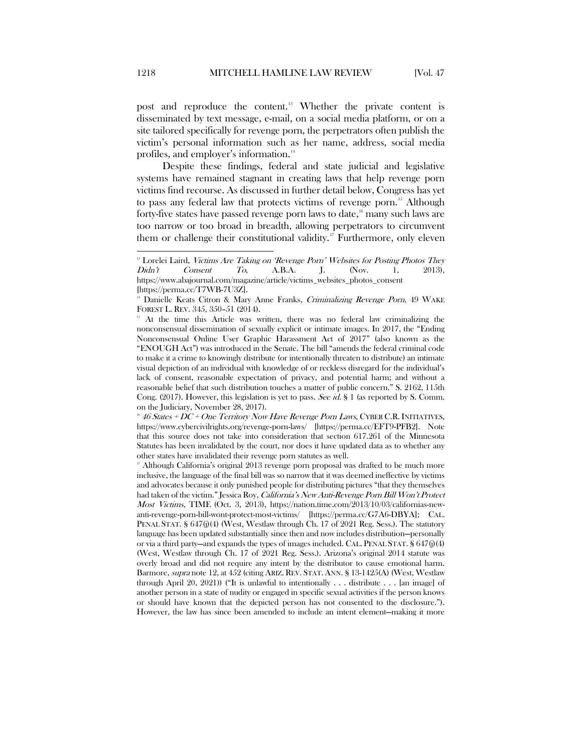post and reproduce the content.[13] Whether the private content is disseminated by text message, e-mail, on a social media platform, or on a site tailored specifically for revenge porn, the perpetrators often publish the victim's personal information such as her name, address, social media profiles, and employer's information.[14]

Despite these findings, federal and state judicial and legislative systems have remained stagnant in creating laws that help revenge porn victims find recourse. As discussed in further detail below, Congress has yet to pass any federal law that protects victims of revenge porn.[15] Although forty-five states have passed revenge porn laws to date,[16] many such laws are too narrow or too broad in breadth, allowing perpetrators to circumvent them or challenge their constitutional validity.[17] Furthermore, only eleven

---

[13] Lorelei Laird, *Victims Are Taking on 'Revenge Porn' Websites for Posting Photos They Didn't Consent To*, A.B.A. J. (Nov. 1, 2013), https://www.abajournal.com/magazine/article/victims_websites_photos_consent [https://perma.cc/T7WB-7U3Z].

[14] Danielle Keats Citron & Mary Anne Franks, *Criminalizing Revenge Porn*, 49 WAKE FOREST L. REV. 345, 350–51 (2014).

[15] At the time this Article was written, there was no federal law criminalizing the nonconsensual dissemination of sexually explicit or intimate images. In 2017, the "Ending Nonconsensual Online User Graphic Harassment Act of 2017" (also known as the "ENOUGH Act") was introduced in the Senate. The bill "amends the federal criminal code to make it a crime to knowingly distribute (or intentionally threaten to distribute) an intimate visual depiction of an individual with knowledge of or reckless disregard for the individual's lack of consent, reasonable expectation of privacy, and potential harm; and without a reasonable belief that such distribution touches a matter of public concern." S. 2162, 115th Cong. (2017). However, this legislation is yet to pass. *See id.* § 1 (as reported by S. Comm. on the Judiciary, November 28, 2017).

[16] *46 States + DC + One Territory Now Have Revenge Porn Laws*, CYBER C.R. INITIATIVES, https://www.cybercivilrights.org/revenge-porn-laws/ [https://perma.cc/EFT9-PFB2]. Note that this source does not take into consideration that section 617.261 of the Minnesota Statutes has been invalidated by the court, nor does it have updated data as to whether any other states have invalidated their revenge porn statutes as well.

[17] Although California's original 2013 revenge porn proposal was drafted to be much more inclusive, the language of the final bill was so narrow that it was deemed ineffective by victims and advocates because it only punished people for distributing pictures "that they themselves had taken of the victim." Jessica Roy, *California's New Anti-Revenge Porn Bill Won't Protect Most Victims*, TIME (Oct. 3, 2013), https://nation.time.com/2013/10/03/californias-new-anti-revenge-porn-bill-wont-protect-most-victims/ [https://perma.cc/G7A6-DBYA]; CAL. PENAL STAT. § 647(j)(4) (West, Westlaw through Ch. 17 of 2021 Reg. Sess.). The statutory language has been updated substantially since then and now includes distribution—personally or via a third party—and expands the types of images included. CAL. PENAL STAT. § 647(j)(4) (West, Westlaw through Ch. 17 of 2021 Reg. Sess.). Arizona's original 2014 statute was overly broad and did not require any intent by the distributor to cause emotional harm. Barmore, *supra* note 12, at 452 (citing ARIZ. REV. STAT. ANN. § 13-1425(A) (West, Westlaw through April 20, 2021)) ("It is unlawful to intentionally . . . distribute . . . [an image] of another person in a state of nudity or engaged in specific sexual activities if the person knows or should have known that the depicted person has not consented to the disclosure."). However, the law has since been amended to include an intent element—making it more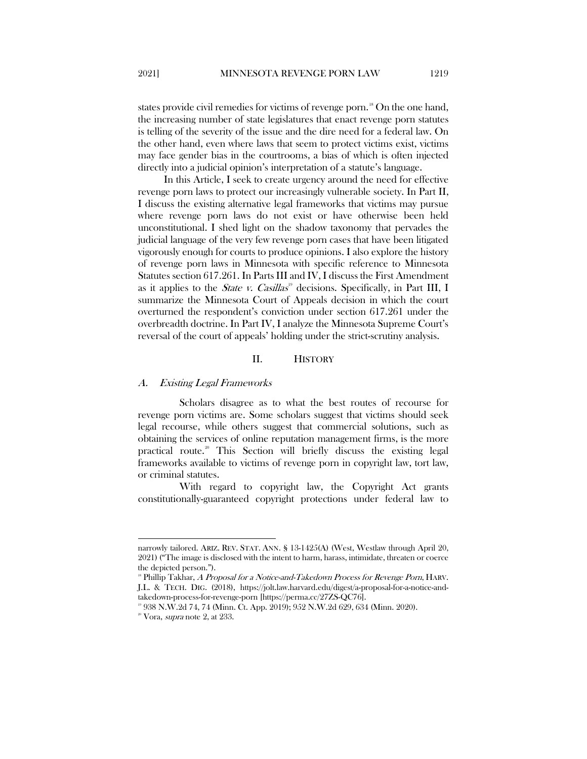states provide civil remedies for victims of revenge porn.[18] On the one hand, the increasing number of state legislatures that enact revenge porn statutes is telling of the severity of the issue and the dire need for a federal law. On the other hand, even where laws that seem to protect victims exist, victims may face gender bias in the courtrooms, a bias of which is often injected directly into a judicial opinion's interpretation of a statute's language.

In this Article, I seek to create urgency around the need for effective revenge porn laws to protect our increasingly vulnerable society. In Part II, I discuss the existing alternative legal frameworks that victims may pursue where revenge porn laws do not exist or have otherwise been held unconstitutional. I shed light on the shadow taxonomy that pervades the judicial language of the very few revenge porn cases that have been litigated vigorously enough for courts to produce opinions. I also explore the history of revenge porn laws in Minnesota with specific reference to Minnesota Statutes section 617.261. In Parts III and IV, I discuss the First Amendment as it applies to the *State v. Casillas*[19] decisions. Specifically, in Part III, I summarize the Minnesota Court of Appeals decision in which the court overturned the respondent's conviction under section 617.261 under the overbreadth doctrine. In Part IV, I analyze the Minnesota Supreme Court's reversal of the court of appeals' holding under the strict-scrutiny analysis.

## II. HISTORY

### *A. Existing Legal Frameworks*

Scholars disagree as to what the best routes of recourse for revenge porn victims are. Some scholars suggest that victims should seek legal recourse, while others suggest that commercial solutions, such as obtaining the services of online reputation management firms, is the more practical route.[20] This Section will briefly discuss the existing legal frameworks available to victims of revenge porn in copyright law, tort law, or criminal statutes.

With regard to copyright law, the Copyright Act grants constitutionally-guaranteed copyright protections under federal law to

---

narrowly tailored. ARIZ. REV. STAT. ANN. § 13-1425(A) (West, Westlaw through April 20, 2021) ("The image is disclosed with the intent to harm, harass, intimidate, threaten or coerce the depicted person.").

[18] Phillip Takhar, *A Proposal for a Notice-and-Takedown Process for Revenge Porn*, HARV. J.L. & TECH. DIG. (2018), https://jolt.law.harvard.edu/digest/a-proposal-for-a-notice-and-takedown-process-for-revenge-porn [https://perma.cc/27ZS-QC76].

[19] 938 N.W.2d 74, 74 (Minn. Ct. App. 2019); 952 N.W.2d 629, 634 (Minn. 2020).

[20] Vora, *supra* note 2, at 233.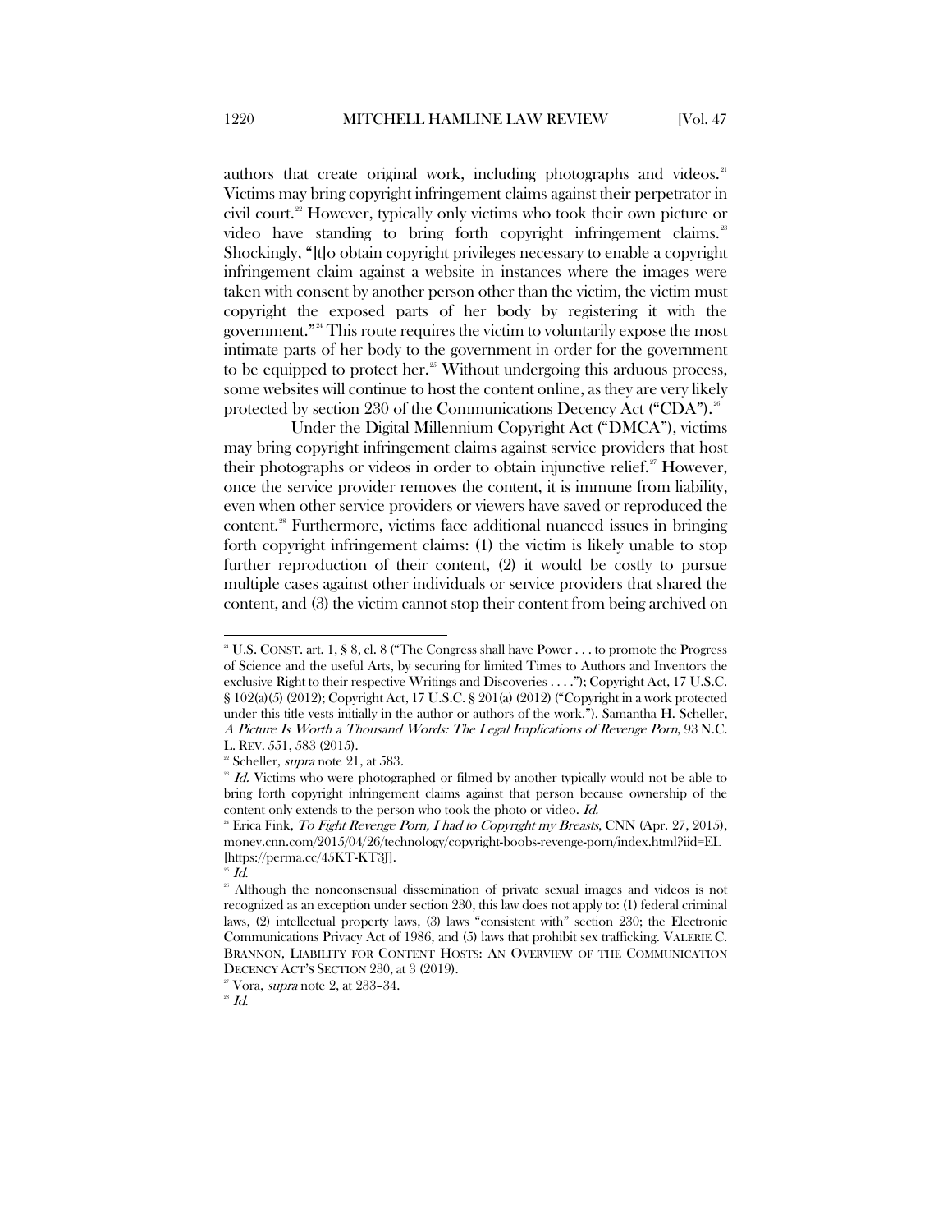authors that create original work, including photographs and videos.[21] Victims may bring copyright infringement claims against their perpetrator in civil court.[22] However, typically only victims who took their own picture or video have standing to bring forth copyright infringement claims.[23] Shockingly, "[t]o obtain copyright privileges necessary to enable a copyright infringement claim against a website in instances where the images were taken with consent by another person other than the victim, the victim must copyright the exposed parts of her body by registering it with the government."[24] This route requires the victim to voluntarily expose the most intimate parts of her body to the government in order for the government to be equipped to protect her.[25] Without undergoing this arduous process, some websites will continue to host the content online, as they are very likely protected by section 230 of the Communications Decency Act ("CDA").[26]

Under the Digital Millennium Copyright Act ("DMCA"), victims may bring copyright infringement claims against service providers that host their photographs or videos in order to obtain injunctive relief.[27] However, once the service provider removes the content, it is immune from liability, even when other service providers or viewers have saved or reproduced the content.[28] Furthermore, victims face additional nuanced issues in bringing forth copyright infringement claims: (1) the victim is likely unable to stop further reproduction of their content, (2) it would be costly to pursue multiple cases against other individuals or service providers that shared the content, and (3) the victim cannot stop their content from being archived on

---

[21] U.S. CONST. art. 1, § 8, cl. 8 ("The Congress shall have Power . . . to promote the Progress of Science and the useful Arts, by securing for limited Times to Authors and Inventors the exclusive Right to their respective Writings and Discoveries . . . ."); Copyright Act, 17 U.S.C. § 102(a)(5) (2012); Copyright Act, 17 U.S.C. § 201(a) (2012) ("Copyright in a work protected under this title vests initially in the author or authors of the work."). Samantha H. Scheller, *A Picture Is Worth a Thousand Words: The Legal Implications of Revenge Porn*, 93 N.C. L. REV. 551, 583 (2015).

[22] Scheller, *supra* note 21, at 583.

[23] *Id.* Victims who were photographed or filmed by another typically would not be able to bring forth copyright infringement claims against that person because ownership of the content only extends to the person who took the photo or video. *Id.*

[24] Erica Fink, *To Fight Revenge Porn, I had to Copyright my Breasts*, CNN (Apr. 27, 2015), money.cnn.com/2015/04/26/technology/copyright-boobs-revenge-porn/index.html?iid=EL [https://perma.cc/45KT-KT3J].

[25] *Id.*

[26] Although the nonconsensual dissemination of private sexual images and videos is not recognized as an exception under section 230, this law does not apply to: (1) federal criminal laws, (2) intellectual property laws, (3) laws "consistent with" section 230; the Electronic Communications Privacy Act of 1986, and (5) laws that prohibit sex trafficking. VALERIE C. BRANNON, LIABILITY FOR CONTENT HOSTS: AN OVERVIEW OF THE COMMUNICATION DECENCY ACT'S SECTION 230, at 3 (2019).

[27] Vora, *supra* note 2, at 233–34.

[28] *Id.*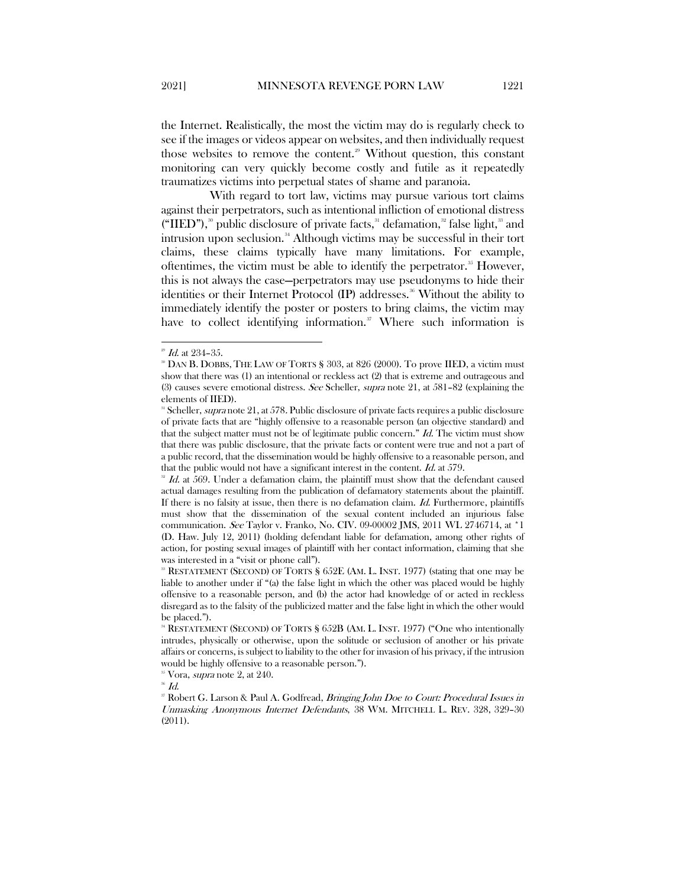the Internet. Realistically, the most the victim may do is regularly check to see if the images or videos appear on websites, and then individually request those websites to remove the content.[29] Without question, this constant monitoring can very quickly become costly and futile as it repeatedly traumatizes victims into perpetual states of shame and paranoia.

With regard to tort law, victims may pursue various tort claims against their perpetrators, such as intentional infliction of emotional distress ("IIED"),[30] public disclosure of private facts,[31] defamation,[32] false light,[33] and intrusion upon seclusion.[34] Although victims may be successful in their tort claims, these claims typically have many limitations. For example, oftentimes, the victim must be able to identify the perpetrator.[35] However, this is not always the case—perpetrators may use pseudonyms to hide their identities or their Internet Protocol (IP) addresses.[36] Without the ability to immediately identify the poster or posters to bring claims, the victim may have to collect identifying information.[37] Where such information is

---

[29] *Id.* at 234–35.

[30] DAN B. DOBBS, THE LAW OF TORTS § 303, at 826 (2000). To prove IIED, a victim must show that there was (1) an intentional or reckless act (2) that is extreme and outrageous and (3) causes severe emotional distress. *See* Scheller, *supra* note 21, at 581–82 (explaining the elements of IIED).

[31] Scheller, *supra* note 21, at 578. Public disclosure of private facts requires a public disclosure of private facts that are "highly offensive to a reasonable person (an objective standard) and that the subject matter must not be of legitimate public concern." *Id.* The victim must show that there was public disclosure, that the private facts or content were true and not a part of a public record, that the dissemination would be highly offensive to a reasonable person, and that the public would not have a significant interest in the content. *Id.* at 579.

[32] *Id.* at 569. Under a defamation claim, the plaintiff must show that the defendant caused actual damages resulting from the publication of defamatory statements about the plaintiff. If there is no falsity at issue, then there is no defamation claim. *Id.* Furthermore, plaintiffs must show that the dissemination of the sexual content included an injurious false communication. *See* Taylor v. Franko, No. CIV. 09-00002 JMS, 2011 WL 2746714, at *1 (D. Haw. July 12, 2011) (holding defendant liable for defamation, among other rights of action, for posting sexual images of plaintiff with her contact information, claiming that she was interested in a "visit or phone call").

[33] RESTATEMENT (SECOND) OF TORTS § 652E (AM. L. INST. 1977) (stating that one may be liable to another under if "(a) the false light in which the other was placed would be highly offensive to a reasonable person, and (b) the actor had knowledge of or acted in reckless disregard as to the falsity of the publicized matter and the false light in which the other would be placed.").

[34] RESTATEMENT (SECOND) OF TORTS § 652B (AM. L. INST. 1977) ("One who intentionally intrudes, physically or otherwise, upon the solitude or seclusion of another or his private affairs or concerns, is subject to liability to the other for invasion of his privacy, if the intrusion would be highly offensive to a reasonable person.").

[35] Vora, *supra* note 2, at 240.

[36] *Id.*

[37] Robert G. Larson & Paul A. Godfread, *Bringing John Doe to Court: Procedural Issues in Unmasking Anonymous Internet Defendants*, 38 WM. MITCHELL L. REV. 328, 329–30 (2011).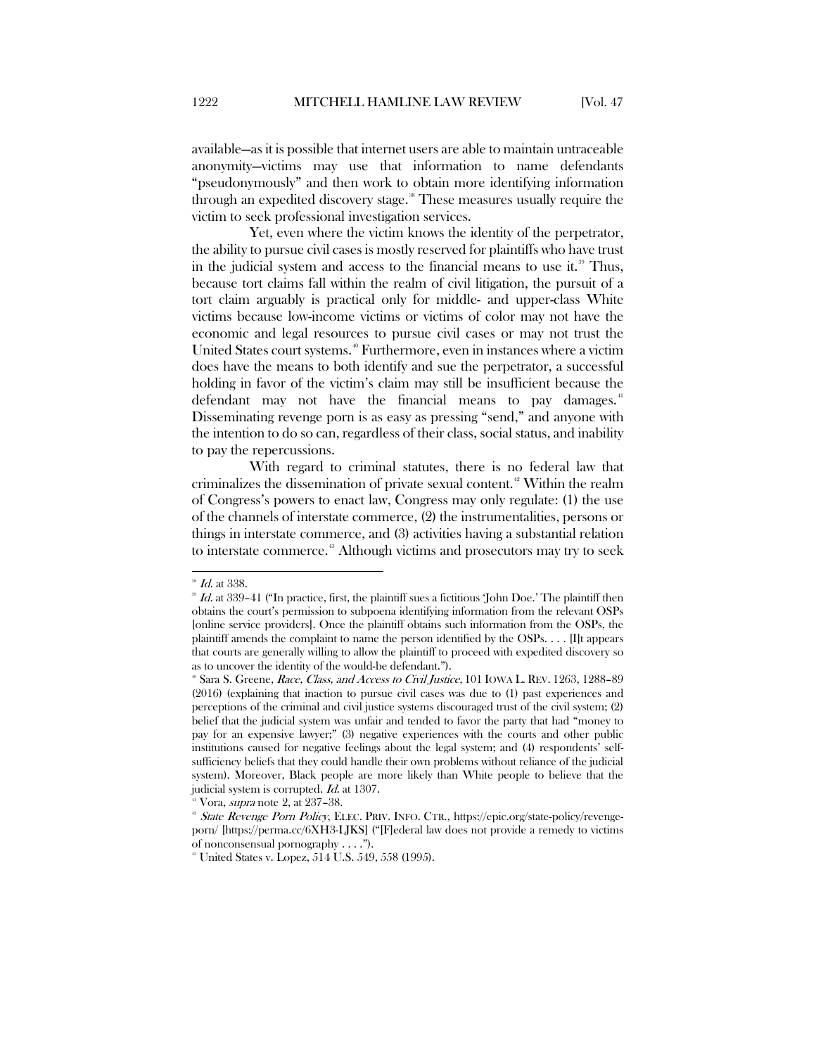available—as it is possible that internet users are able to maintain untraceable anonymity—victims may use that information to name defendants "pseudonymously" and then work to obtain more identifying information through an expedited discovery stage.[38] These measures usually require the victim to seek professional investigation services.

Yet, even where the victim knows the identity of the perpetrator, the ability to pursue civil cases is mostly reserved for plaintiffs who have trust in the judicial system and access to the financial means to use it.[39] Thus, because tort claims fall within the realm of civil litigation, the pursuit of a tort claim arguably is practical only for middle- and upper-class White victims because low-income victims or victims of color may not have the economic and legal resources to pursue civil cases or may not trust the United States court systems.[40] Furthermore, even in instances where a victim does have the means to both identify and sue the perpetrator, a successful holding in favor of the victim's claim may still be insufficient because the defendant may not have the financial means to pay damages.[41] Disseminating revenge porn is as easy as pressing "send," and anyone with the intention to do so can, regardless of their class, social status, and inability to pay the repercussions.

With regard to criminal statutes, there is no federal law that criminalizes the dissemination of private sexual content.[42] Within the realm of Congress's powers to enact law, Congress may only regulate: (1) the use of the channels of interstate commerce, (2) the instrumentalities, persons or things in interstate commerce, and (3) activities having a substantial relation to interstate commerce.[43] Although victims and prosecutors may try to seek

---

[38] *Id.* at 338.

[39] *Id.* at 339–41 ("In practice, first, the plaintiff sues a fictitious 'John Doe.' The plaintiff then obtains the court's permission to subpoena identifying information from the relevant OSPs [online service providers]. Once the plaintiff obtains such information from the OSPs, the plaintiff amends the complaint to name the person identified by the OSPs. . . . [I]t appears that courts are generally willing to allow the plaintiff to proceed with expedited discovery so as to uncover the identity of the would-be defendant.").

[40] Sara S. Greene, *Race, Class, and Access to Civil Justice*, 101 IOWA L. REV. 1263, 1288–89 (2016) (explaining that inaction to pursue civil cases was due to (1) past experiences and perceptions of the criminal and civil justice systems discouraged trust of the civil system; (2) belief that the judicial system was unfair and tended to favor the party that had "money to pay for an expensive lawyer;" (3) negative experiences with the courts and other public institutions caused for negative feelings about the legal system; and (4) respondents' self-sufficiency beliefs that they could handle their own problems without reliance of the judicial system). Moreover, Black people are more likely than White people to believe that the judicial system is corrupted. *Id.* at 1307.

[41] Vora, *supra* note 2, at 237–38.

[42] *State Revenge Porn Policy*, ELEC. PRIV. INFO. CTR., https://epic.org/state-policy/revenge-porn/ [https://perma.cc/6XH3-LJKS] ("[F]ederal law does not provide a remedy to victims of nonconsensual pornography . . . .").

[43] United States v. Lopez, 514 U.S. 549, 558 (1995).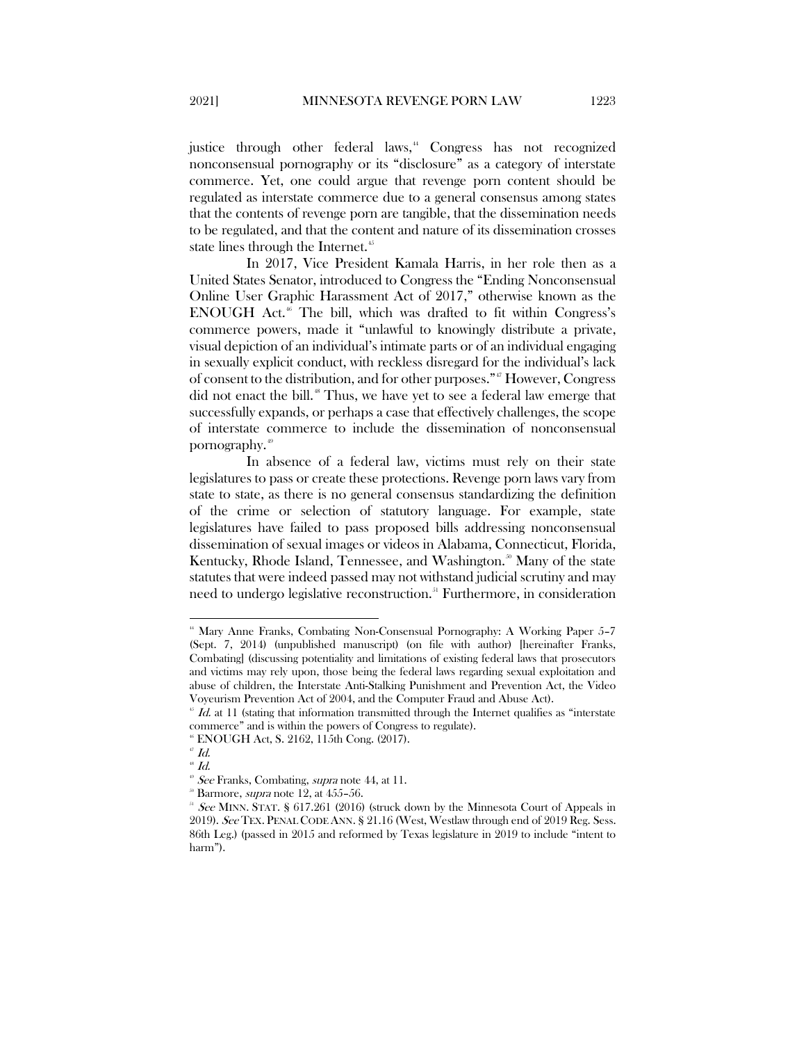justice through other federal laws,[44] Congress has not recognized nonconsensual pornography or its "disclosure" as a category of interstate commerce. Yet, one could argue that revenge porn content should be regulated as interstate commerce due to a general consensus among states that the contents of revenge porn are tangible, that the dissemination needs to be regulated, and that the content and nature of its dissemination crosses state lines through the Internet.[45]

In 2017, Vice President Kamala Harris, in her role then as a United States Senator, introduced to Congress the "Ending Nonconsensual Online User Graphic Harassment Act of 2017," otherwise known as the ENOUGH Act.[46] The bill, which was drafted to fit within Congress's commerce powers, made it "unlawful to knowingly distribute a private, visual depiction of an individual's intimate parts or of an individual engaging in sexually explicit conduct, with reckless disregard for the individual's lack of consent to the distribution, and for other purposes."[47] However, Congress did not enact the bill.[48] Thus, we have yet to see a federal law emerge that successfully expands, or perhaps a case that effectively challenges, the scope of interstate commerce to include the dissemination of nonconsensual pornography.[49]

In absence of a federal law, victims must rely on their state legislatures to pass or create these protections. Revenge porn laws vary from state to state, as there is no general consensus standardizing the definition of the crime or selection of statutory language. For example, state legislatures have failed to pass proposed bills addressing nonconsensual dissemination of sexual images or videos in Alabama, Connecticut, Florida, Kentucky, Rhode Island, Tennessee, and Washington.[50] Many of the state statutes that were indeed passed may not withstand judicial scrutiny and may need to undergo legislative reconstruction.[51] Furthermore, in consideration

---

[44] Mary Anne Franks, Combating Non-Consensual Pornography: A Working Paper 5–7 (Sept. 7, 2014) (unpublished manuscript) (on file with author) [hereinafter Franks, Combating] (discussing potentiality and limitations of existing federal laws that prosecutors and victims may rely upon, those being the federal laws regarding sexual exploitation and abuse of children, the Interstate Anti-Stalking Punishment and Prevention Act, the Video Voyeurism Prevention Act of 2004, and the Computer Fraud and Abuse Act).

[45] *Id.* at 11 (stating that information transmitted through the Internet qualifies as "interstate commerce" and is within the powers of Congress to regulate).

[46] ENOUGH Act, S. 2162, 115th Cong. (2017).

[47] *Id.*

[48] *Id.*

[49] *See* Franks, Combating, *supra* note 44, at 11.

[50] Barmore, *supra* note 12, at 455–56.

[51] *See* MINN. STAT. § 617.261 (2016) (struck down by the Minnesota Court of Appeals in 2019). *See* TEX. PENAL CODE ANN. § 21.16 (West, Westlaw through end of 2019 Reg. Sess. 86th Leg.) (passed in 2015 and reformed by Texas legislature in 2019 to include "intent to harm").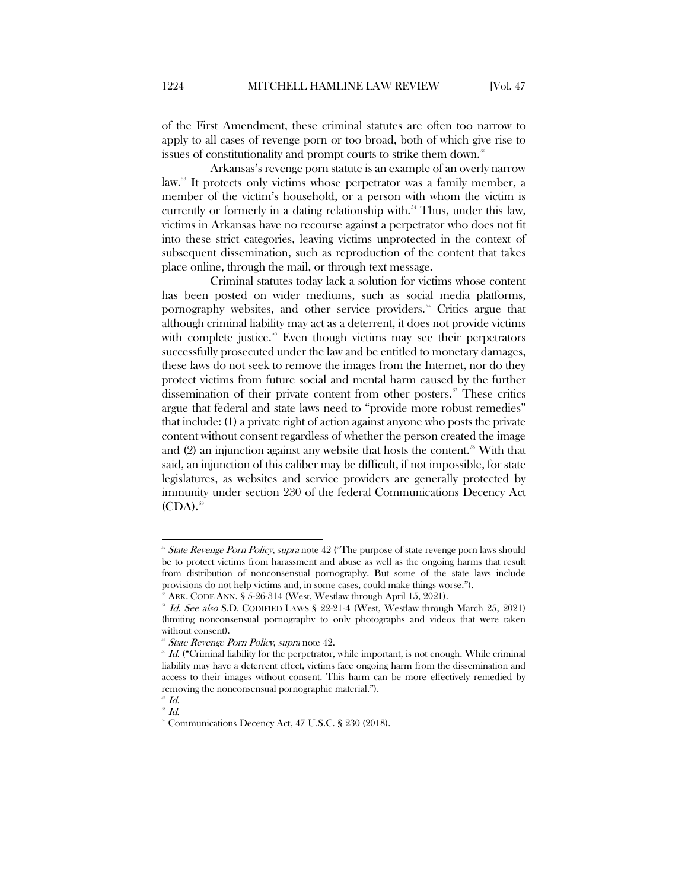of the First Amendment, these criminal statutes are often too narrow to apply to all cases of revenge porn or too broad, both of which give rise to issues of constitutionality and prompt courts to strike them down.[52]

Arkansas's revenge porn statute is an example of an overly narrow law.[53] It protects only victims whose perpetrator was a family member, a member of the victim's household, or a person with whom the victim is currently or formerly in a dating relationship with.[54] Thus, under this law, victims in Arkansas have no recourse against a perpetrator who does not fit into these strict categories, leaving victims unprotected in the context of subsequent dissemination, such as reproduction of the content that takes place online, through the mail, or through text message.

Criminal statutes today lack a solution for victims whose content has been posted on wider mediums, such as social media platforms, pornography websites, and other service providers.[55] Critics argue that although criminal liability may act as a deterrent, it does not provide victims with complete justice.[56] Even though victims may see their perpetrators successfully prosecuted under the law and be entitled to monetary damages, these laws do not seek to remove the images from the Internet, nor do they protect victims from future social and mental harm caused by the further dissemination of their private content from other posters.[57] These critics argue that federal and state laws need to "provide more robust remedies" that include: (1) a private right of action against anyone who posts the private content without consent regardless of whether the person created the image and (2) an injunction against any website that hosts the content.[58] With that said, an injunction of this caliber may be difficult, if not impossible, for state legislatures, as websites and service providers are generally protected by immunity under section 230 of the federal Communications Decency Act (CDA).[59]

---

[52] *State Revenge Porn Policy*, *supra* note 42 ("The purpose of state revenge porn laws should be to protect victims from harassment and abuse as well as the ongoing harms that result from distribution of nonconsensual pornography. But some of the state laws include provisions do not help victims and, in some cases, could make things worse.").

[53] ARK. CODE ANN. § 5-26-314 (West, Westlaw through April 15, 2021).

[54] *Id.* *See also* S.D. CODIFIED LAWS § 22-21-4 (West, Westlaw through March 25, 2021) (limiting nonconsensual pornography to only photographs and videos that were taken without consent).

[55] *State Revenge Porn Policy*, *supra* note 42.

[56] *Id.* ("Criminal liability for the perpetrator, while important, is not enough. While criminal liability may have a deterrent effect, victims face ongoing harm from the dissemination and access to their images without consent. This harm can be more effectively remedied by removing the nonconsensual pornographic material.").

[57] *Id.*

[58] *Id.*

[59] Communications Decency Act, 47 U.S.C. § 230 (2018).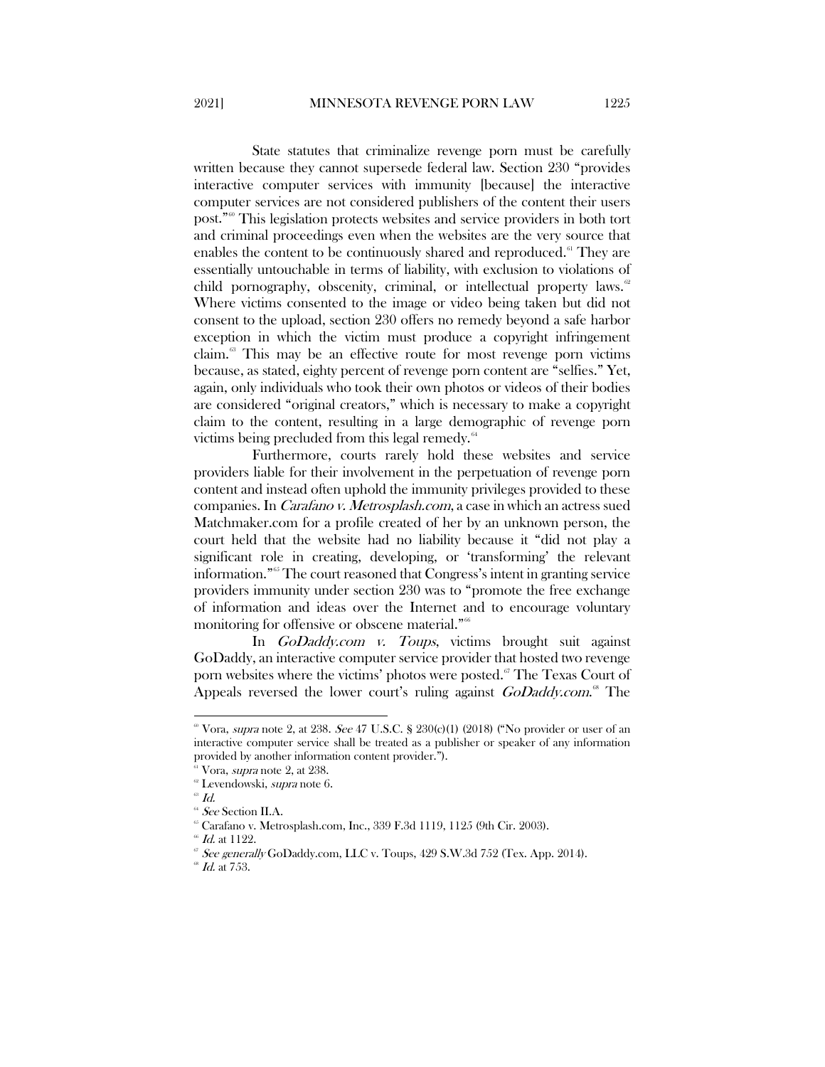State statutes that criminalize revenge porn must be carefully written because they cannot supersede federal law. Section 230 "provides interactive computer services with immunity [because] the interactive computer services are not considered publishers of the content their users post."[60] This legislation protects websites and service providers in both tort and criminal proceedings even when the websites are the very source that enables the content to be continuously shared and reproduced.[61] They are essentially untouchable in terms of liability, with exclusion to violations of child pornography, obscenity, criminal, or intellectual property laws.[62] Where victims consented to the image or video being taken but did not consent to the upload, section 230 offers no remedy beyond a safe harbor exception in which the victim must produce a copyright infringement claim.[63] This may be an effective route for most revenge porn victims because, as stated, eighty percent of revenge porn content are "selfies." Yet, again, only individuals who took their own photos or videos of their bodies are considered "original creators," which is necessary to make a copyright claim to the content, resulting in a large demographic of revenge porn victims being precluded from this legal remedy.[64]

Furthermore, courts rarely hold these websites and service providers liable for their involvement in the perpetuation of revenge porn content and instead often uphold the immunity privileges provided to these companies. In *Carafano v. Metrosplash.com*, a case in which an actress sued Matchmaker.com for a profile created of her by an unknown person, the court held that the website had no liability because it "did not play a significant role in creating, developing, or 'transforming' the relevant information."[65] The court reasoned that Congress's intent in granting service providers immunity under section 230 was to "promote the free exchange of information and ideas over the Internet and to encourage voluntary monitoring for offensive or obscene material."[66]

In *GoDaddy.com v. Toups*, victims brought suit against GoDaddy, an interactive computer service provider that hosted two revenge porn websites where the victims' photos were posted.[67] The Texas Court of Appeals reversed the lower court's ruling against *GoDaddy.com*.[68] The

---

[60] Vora, *supra* note 2, at 238. *See* 47 U.S.C. § 230(c)(1) (2018) ("No provider or user of an interactive computer service shall be treated as a publisher or speaker of any information provided by another information content provider.").

[61] Vora, *supra* note 2, at 238.

[62] Levendowski, *supra* note 6.

[63] *Id.*

[64] *See* Section II.A.

[65] Carafano v. Metrosplash.com, Inc., 339 F.3d 1119, 1125 (9th Cir. 2003).

[66] *Id.* at 1122.

[67] *See generally* GoDaddy.com, LLC v. Toups, 429 S.W.3d 752 (Tex. App. 2014).

[68] *Id.* at 753.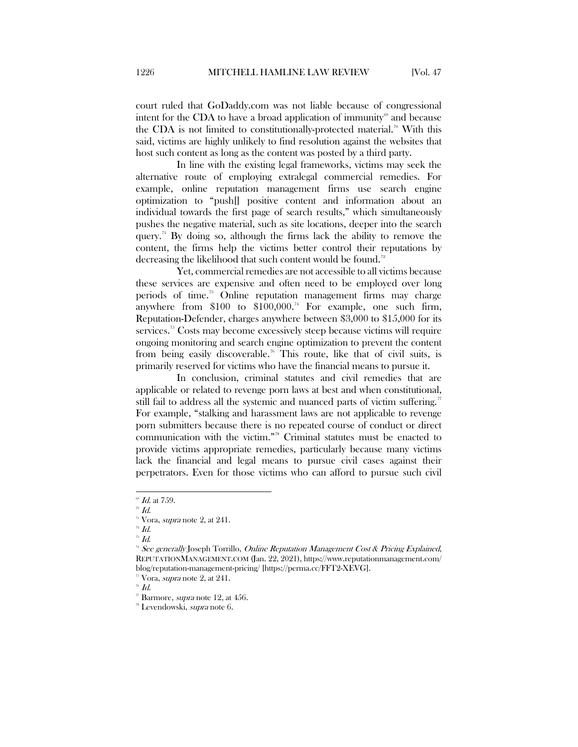court ruled that GoDaddy.com was not liable because of congressional intent for the CDA to have a broad application of immunity[69] and because the CDA is not limited to constitutionally-protected material.[70] With this said, victims are highly unlikely to find resolution against the websites that host such content as long as the content was posted by a third party.

In line with the existing legal frameworks, victims may seek the alternative route of employing extralegal commercial remedies. For example, online reputation management firms use search engine optimization to "push[] positive content and information about an individual towards the first page of search results," which simultaneously pushes the negative material, such as site locations, deeper into the search query.[71] By doing so, although the firms lack the ability to remove the content, the firms help the victims better control their reputations by decreasing the likelihood that such content would be found.[72]

Yet, commercial remedies are not accessible to all victims because these services are expensive and often need to be employed over long periods of time.[73] Online reputation management firms may charge anywhere from $100 to $100,000.[74] For example, one such firm, Reputation-Defender, charges anywhere between $3,000 to $15,000 for its services.[75] Costs may become excessively steep because victims will require ongoing monitoring and search engine optimization to prevent the content from being easily discoverable.[76] This route, like that of civil suits, is primarily reserved for victims who have the financial means to pursue it.

In conclusion, criminal statutes and civil remedies that are applicable or related to revenge porn laws at best and when constitutional, still fail to address all the systemic and nuanced parts of victim suffering.[77] For example, "stalking and harassment laws are not applicable to revenge porn submitters because there is no repeated course of conduct or direct communication with the victim."[78] Criminal statutes must be enacted to provide victims appropriate remedies, particularly because many victims lack the financial and legal means to pursue civil cases against their perpetrators. Even for those victims who can afford to pursue such civil

---

[69] *Id.* at 759.

[70] *Id.*

[71] Vora, *supra* note 2, at 241.

[72] *Id.*

[73] *Id.*

[74] *See generally* Joseph Torrillo, *Online Reputation Management Cost & Pricing Explained*, REPUTATIONMANAGEMENT.COM (Jan. 22, 2021), https://www.reputationmanagement.com/blog/reputation-management-pricing/ [https://perma.cc/FFT2-XEVG].

[75] Vora, *supra* note 2, at 241.

[76] *Id.*

[77] Barmore, *supra* note 12, at 456.

[78] Levendowski, *supra* note 6.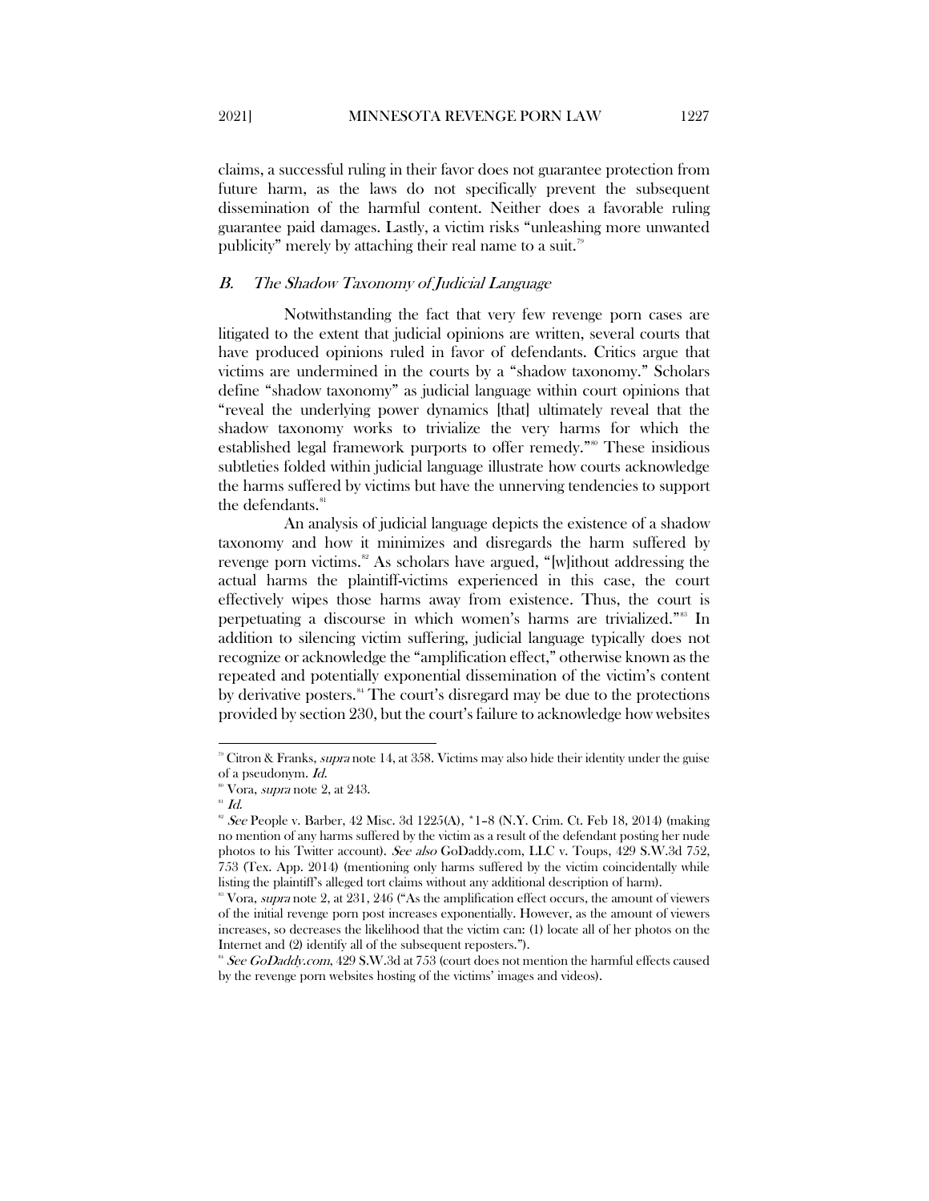claims, a successful ruling in their favor does not guarantee protection from future harm, as the laws do not specifically prevent the subsequent dissemination of the harmful content. Neither does a favorable ruling guarantee paid damages. Lastly, a victim risks "unleashing more unwanted publicity" merely by attaching their real name to a suit.[79]

### *B. The Shadow Taxonomy of Judicial Language*

Notwithstanding the fact that very few revenge porn cases are litigated to the extent that judicial opinions are written, several courts that have produced opinions ruled in favor of defendants. Critics argue that victims are undermined in the courts by a "shadow taxonomy." Scholars define "shadow taxonomy" as judicial language within court opinions that "reveal the underlying power dynamics [that] ultimately reveal that the shadow taxonomy works to trivialize the very harms for which the established legal framework purports to offer remedy."[80] These insidious subtleties folded within judicial language illustrate how courts acknowledge the harms suffered by victims but have the unnerving tendencies to support the defendants.[81]

An analysis of judicial language depicts the existence of a shadow taxonomy and how it minimizes and disregards the harm suffered by revenge porn victims.[82] As scholars have argued, "[w]ithout addressing the actual harms the plaintiff-victims experienced in this case, the court effectively wipes those harms away from existence. Thus, the court is perpetuating a discourse in which women's harms are trivialized."[83] In addition to silencing victim suffering, judicial language typically does not recognize or acknowledge the "amplification effect," otherwise known as the repeated and potentially exponential dissemination of the victim's content by derivative posters.[84] The court's disregard may be due to the protections provided by section 230, but the court's failure to acknowledge how websites

---

[79] Citron & Franks, *supra* note 14, at 358. Victims may also hide their identity under the guise of a pseudonym. *Id.*

[80] Vora, *supra* note 2, at 243.

[81] *Id.*

[82] *See* People v. Barber, 42 Misc. 3d 1225(A), *1–8 (N.Y. Crim. Ct. Feb 18, 2014) (making no mention of any harms suffered by the victim as a result of the defendant posting her nude photos to his Twitter account). *See also* GoDaddy.com, LLC v. Toups, 429 S.W.3d 752, 753 (Tex. App. 2014) (mentioning only harms suffered by the victim coincidentally while listing the plaintiff's alleged tort claims without any additional description of harm).

[83] Vora, *supra* note 2, at 231, 246 ("As the amplification effect occurs, the amount of viewers of the initial revenge porn post increases exponentially. However, as the amount of viewers increases, so decreases the likelihood that the victim can: (1) locate all of her photos on the Internet and (2) identify all of the subsequent reposters.").

[84] *See GoDaddy.com*, 429 S.W.3d at 753 (court does not mention the harmful effects caused by the revenge porn websites hosting of the victims' images and videos).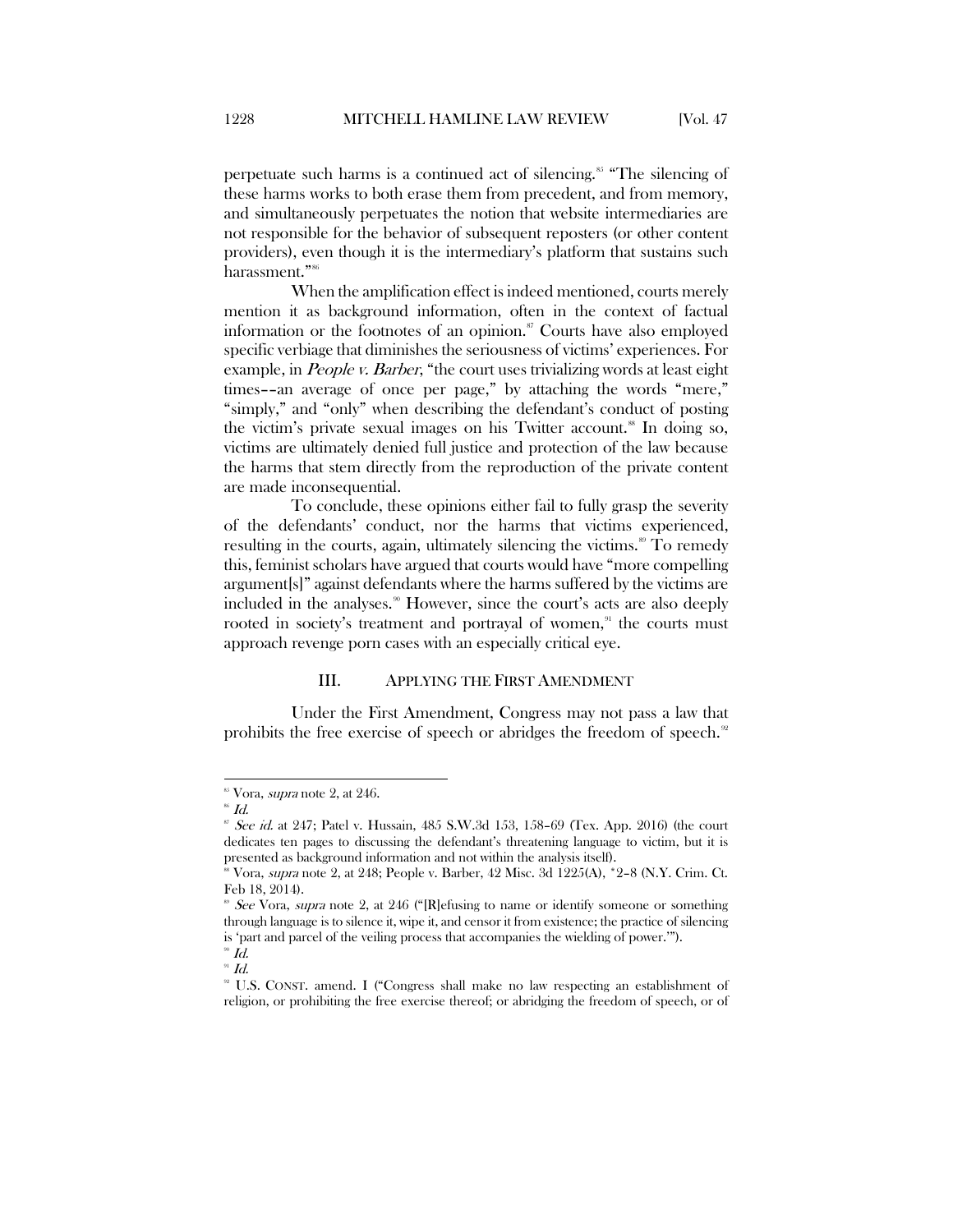perpetuate such harms is a continued act of silencing.[85] "The silencing of these harms works to both erase them from precedent, and from memory, and simultaneously perpetuates the notion that website intermediaries are not responsible for the behavior of subsequent reposters (or other content providers), even though it is the intermediary's platform that sustains such harassment."[86]

When the amplification effect is indeed mentioned, courts merely mention it as background information, often in the context of factual information or the footnotes of an opinion.[87] Courts have also employed specific verbiage that diminishes the seriousness of victims' experiences. For example, in *People v. Barber*, "the court uses trivializing words at least eight times––an average of once per page," by attaching the words "mere," "simply," and "only" when describing the defendant's conduct of posting the victim's private sexual images on his Twitter account.[88] In doing so, victims are ultimately denied full justice and protection of the law because the harms that stem directly from the reproduction of the private content are made inconsequential.

To conclude, these opinions either fail to fully grasp the severity of the defendants' conduct, nor the harms that victims experienced, resulting in the courts, again, ultimately silencing the victims.[89] To remedy this, feminist scholars have argued that courts would have "more compelling argument[s]" against defendants where the harms suffered by the victims are included in the analyses.[90] However, since the court's acts are also deeply rooted in society's treatment and portrayal of women,[91] the courts must approach revenge porn cases with an especially critical eye.

## III. APPLYING THE FIRST AMENDMENT

Under the First Amendment, Congress may not pass a law that prohibits the free exercise of speech or abridges the freedom of speech.[92]

---

[85] Vora, *supra* note 2, at 246.

[86] *Id.*

[87] *See id.* at 247; Patel v. Hussain, 485 S.W.3d 153, 158–69 (Tex. App. 2016) (the court dedicates ten pages to discussing the defendant's threatening language to victim, but it is presented as background information and not within the analysis itself).

[88] Vora, *supra* note 2, at 248; People v. Barber, 42 Misc. 3d 1225(A), *2–8 (N.Y. Crim. Ct. Feb 18, 2014).

[89] *See* Vora, *supra* note 2, at 246 ("[R]efusing to name or identify someone or something through language is to silence it, wipe it, and censor it from existence; the practice of silencing is 'part and parcel of the veiling process that accompanies the wielding of power.'").

[90] *Id.*

[91] *Id.*

[92] U.S. CONST. amend. I ("Congress shall make no law respecting an establishment of religion, or prohibiting the free exercise thereof; or abridging the freedom of speech, or of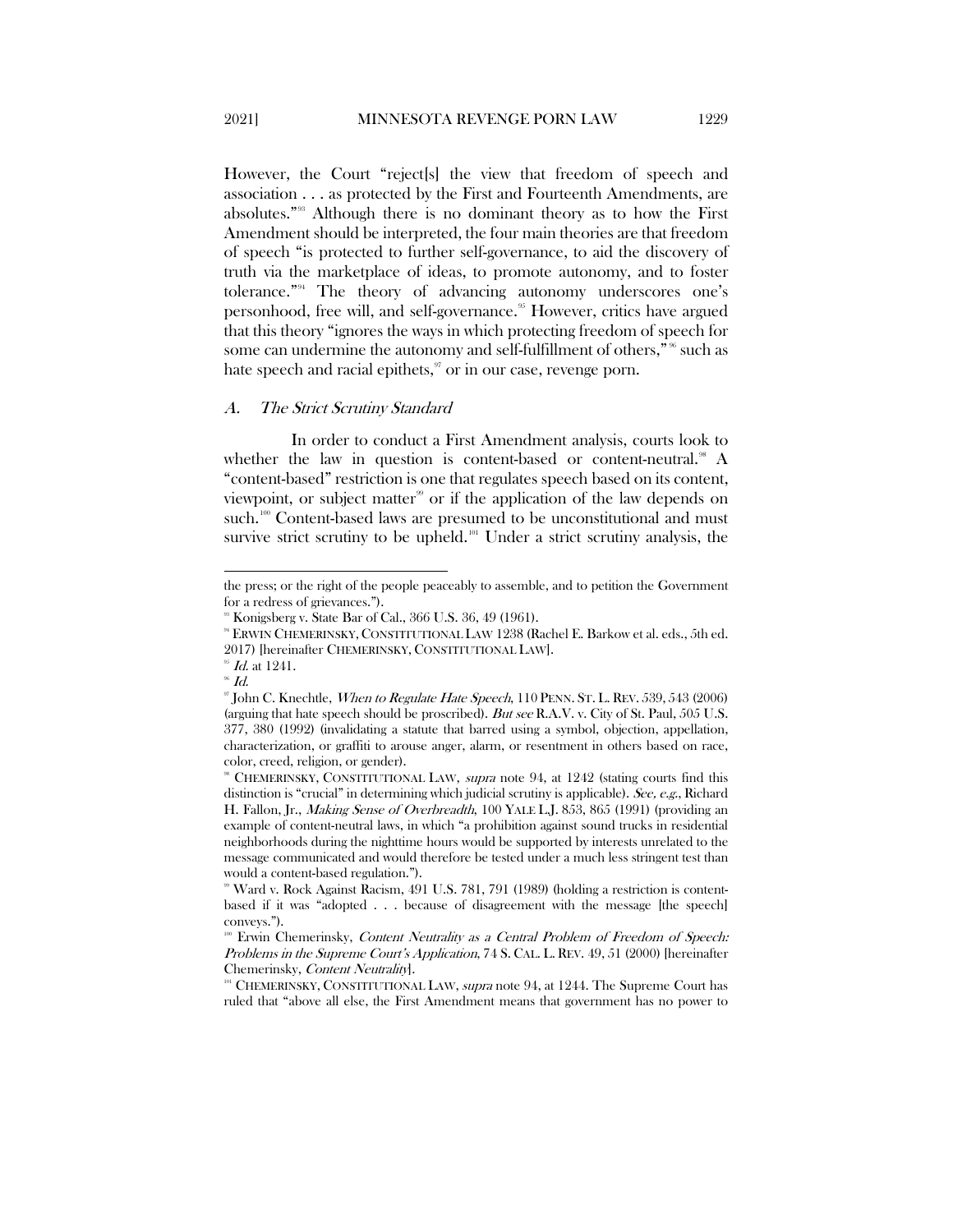However, the Court "reject[s] the view that freedom of speech and association . . . as protected by the First and Fourteenth Amendments, are absolutes."[93] Although there is no dominant theory as to how the First Amendment should be interpreted, the four main theories are that freedom of speech "is protected to further self-governance, to aid the discovery of truth via the marketplace of ideas, to promote autonomy, and to foster tolerance."[94] The theory of advancing autonomy underscores one's personhood, free will, and self-governance.[95] However, critics have argued that this theory "ignores the ways in which protecting freedom of speech for some can undermine the autonomy and self-fulfillment of others,"[96] such as hate speech and racial epithets,[97] or in our case, revenge porn.

### *A. The Strict Scrutiny Standard*

In order to conduct a First Amendment analysis, courts look to whether the law in question is content-based or content-neutral.[98] A "content-based" restriction is one that regulates speech based on its content, viewpoint, or subject matter[99] or if the application of the law depends on such.[100] Content-based laws are presumed to be unconstitutional and must survive strict scrutiny to be upheld.[101] Under a strict scrutiny analysis, the

---

the press; or the right of the people peaceably to assemble, and to petition the Government for a redress of grievances.").

[93] Konigsberg v. State Bar of Cal., 366 U.S. 36, 49 (1961).

[94] ERWIN CHEMERINSKY, CONSTITUTIONAL LAW 1238 (Rachel E. Barkow et al. eds., 5th ed. 2017) [hereinafter CHEMERINSKY, CONSTITUTIONAL LAW].

[95] *Id.* at 1241.

[96] *Id.*

[97] John C. Knechtle, *When to Regulate Hate Speech*, 110 PENN. ST. L. REV. 539, 543 (2006) (arguing that hate speech should be proscribed). *But see* R.A.V. v. City of St. Paul, 505 U.S. 377, 380 (1992) (invalidating a statute that barred using a symbol, objection, appellation, characterization, or graffiti to arouse anger, alarm, or resentment in others based on race, color, creed, religion, or gender).

[98] CHEMERINSKY, CONSTITUTIONAL LAW, *supra* note 94, at 1242 (stating courts find this distinction is "crucial" in determining which judicial scrutiny is applicable). *See, e.g.*, Richard H. Fallon, Jr., *Making Sense of Overbreadth*, 100 YALE L.J. 853, 865 (1991) (providing an example of content-neutral laws, in which "a prohibition against sound trucks in residential neighborhoods during the nighttime hours would be supported by interests unrelated to the message communicated and would therefore be tested under a much less stringent test than would a content-based regulation.").

[99] Ward v. Rock Against Racism, 491 U.S. 781, 791 (1989) (holding a restriction is content-based if it was "adopted . . . because of disagreement with the message [the speech] conveys.").

[100] Erwin Chemerinsky, *Content Neutrality as a Central Problem of Freedom of Speech: Problems in the Supreme Court's Application*, 74 S. CAL. L. REV. 49, 51 (2000) [hereinafter Chemerinsky, *Content Neutrality*].

[101] CHEMERINSKY, CONSTITUTIONAL LAW, *supra* note 94, at 1244. The Supreme Court has ruled that "above all else, the First Amendment means that government has no power to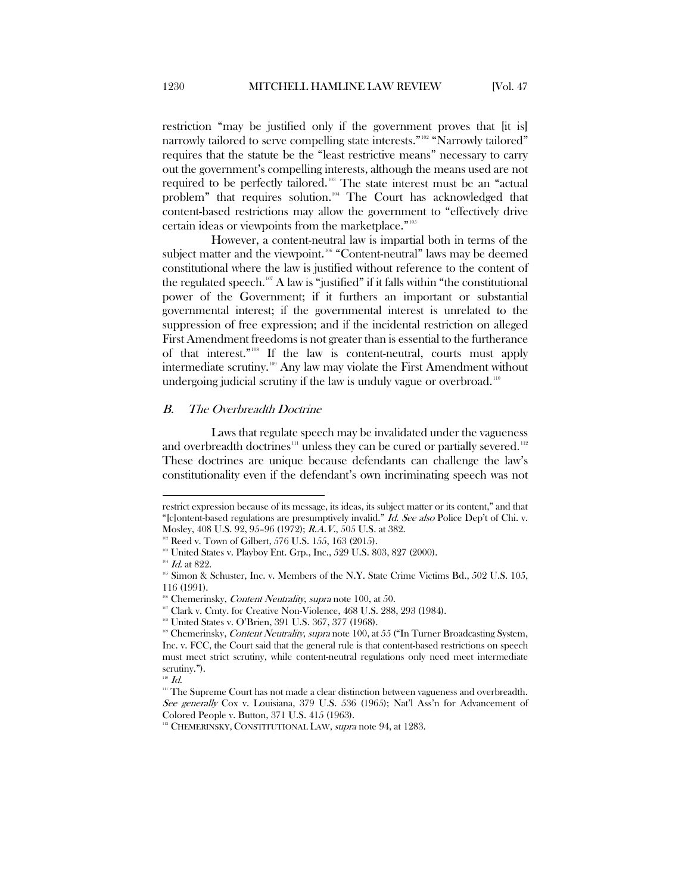restriction "may be justified only if the government proves that [it is] narrowly tailored to serve compelling state interests."[102] "Narrowly tailored" requires that the statute be the "least restrictive means" necessary to carry out the government's compelling interests, although the means used are not required to be perfectly tailored.[103] The state interest must be an "actual problem" that requires solution.[104] The Court has acknowledged that content-based restrictions may allow the government to "effectively drive certain ideas or viewpoints from the marketplace."[105]

However, a content-neutral law is impartial both in terms of the subject matter and the viewpoint.[106] "Content-neutral" laws may be deemed constitutional where the law is justified without reference to the content of the regulated speech.[107] A law is "justified" if it falls within "the constitutional power of the Government; if it furthers an important or substantial governmental interest; if the governmental interest is unrelated to the suppression of free expression; and if the incidental restriction on alleged First Amendment freedoms is not greater than is essential to the furtherance of that interest."[108] If the law is content-neutral, courts must apply intermediate scrutiny.[109] Any law may violate the First Amendment without undergoing judicial scrutiny if the law is unduly vague or overbroad.[110]

## *B. The Overbreadth Doctrine*

Laws that regulate speech may be invalidated under the vagueness and overbreadth doctrines[111] unless they can be cured or partially severed.[112] These doctrines are unique because defendants can challenge the law's constitutionality even if the defendant's own incriminating speech was not

---

restrict expression because of its message, its ideas, its subject matter or its content," and that "[c]ontent-based regulations are presumptively invalid." *Id. See also* Police Dep't of Chi. v. Mosley, 408 U.S. 92, 95–96 (1972); *R.A.V.*, 505 U.S. at 382.

[102] Reed v. Town of Gilbert, 576 U.S. 155, 163 (2015).

[103] United States v. Playboy Ent. Grp., Inc., 529 U.S. 803, 827 (2000).

[104] *Id.* at 822.

[105] Simon & Schuster, Inc. v. Members of the N.Y. State Crime Victims Bd., 502 U.S. 105, 116 (1991).

[106] Chemerinsky, *Content Neutrality*, *supra* note 100, at 50.

[107] Clark v. Cmty. for Creative Non-Violence, 468 U.S. 288, 293 (1984).

[108] United States v. O'Brien, 391 U.S. 367, 377 (1968).

[109] Chemerinsky, *Content Neutrality*, *supra* note 100, at 55 ("In Turner Broadcasting System, Inc. v. FCC, the Court said that the general rule is that content-based restrictions on speech must meet strict scrutiny, while content-neutral regulations only need meet intermediate scrutiny.").

[110] *Id.*

[111] The Supreme Court has not made a clear distinction between vagueness and overbreadth. *See generally* Cox v. Louisiana, 379 U.S. 536 (1965); Nat'l Ass'n for Advancement of Colored People v. Button, 371 U.S. 415 (1963).

[112] CHEMERINSKY, CONSTITUTIONAL LAW, *supra* note 94, at 1283.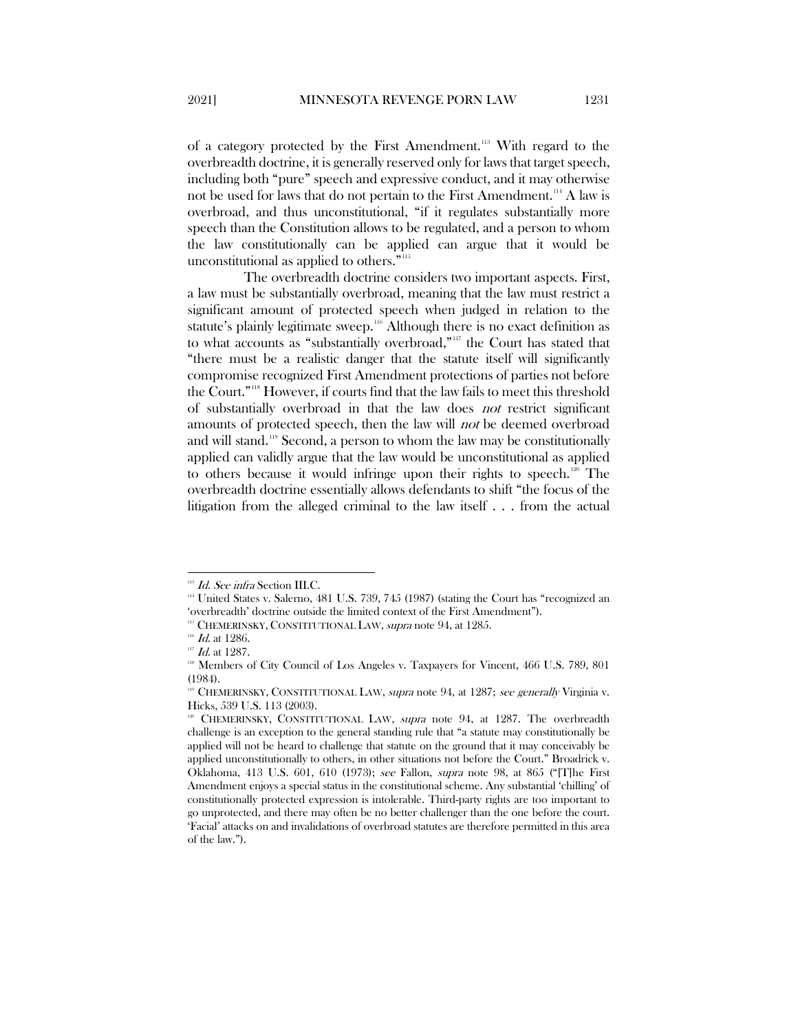of a category protected by the First Amendment.[113] With regard to the overbreadth doctrine, it is generally reserved only for laws that target speech, including both "pure" speech and expressive conduct, and it may otherwise not be used for laws that do not pertain to the First Amendment.[114] A law is overbroad, and thus unconstitutional, "if it regulates substantially more speech than the Constitution allows to be regulated, and a person to whom the law constitutionally can be applied can argue that it would be unconstitutional as applied to others."[115]

The overbreadth doctrine considers two important aspects. First, a law must be substantially overbroad, meaning that the law must restrict a significant amount of protected speech when judged in relation to the statute's plainly legitimate sweep.[116] Although there is no exact definition as to what accounts as "substantially overbroad,"[117] the Court has stated that "there must be a realistic danger that the statute itself will significantly compromise recognized First Amendment protections of parties not before the Court."[118] However, if courts find that the law fails to meet this threshold of substantially overbroad in that the law does *not* restrict significant amounts of protected speech, then the law will *not* be deemed overbroad and will stand.[119] Second, a person to whom the law may be constitutionally applied can validly argue that the law would be unconstitutional as applied to others because it would infringe upon their rights to speech.[120] The overbreadth doctrine essentially allows defendants to shift "the focus of the litigation from the alleged criminal to the law itself . . . from the actual

---

[113] *Id. See infra* Section III.C.

[114] United States v. Salerno, 481 U.S. 739, 745 (1987) (stating the Court has "recognized an 'overbreadth' doctrine outside the limited context of the First Amendment").

[115] CHEMERINSKY, CONSTITUTIONAL LAW, *supra* note 94, at 1285.

[116] *Id.* at 1286.

[117] *Id.* at 1287.

[118] Members of City Council of Los Angeles v. Taxpayers for Vincent, 466 U.S. 789, 801 (1984).

[119] CHEMERINSKY, CONSTITUTIONAL LAW, *supra* note 94, at 1287; *see generally* Virginia v. Hicks, 539 U.S. 113 (2003).

[120] CHEMERINSKY, CONSTITUTIONAL LAW, *supra* note 94, at 1287. The overbreadth challenge is an exception to the general standing rule that "a statute may constitutionally be applied will not be heard to challenge that statute on the ground that it may conceivably be applied unconstitutionally to others, in other situations not before the Court." Broadrick v. Oklahoma, 413 U.S. 601, 610 (1973); *see* Fallon, *supra* note 98, at 865 ("[T]he First Amendment enjoys a special status in the constitutional scheme. Any substantial 'chilling' of constitutionally protected expression is intolerable. Third-party rights are too important to go unprotected, and there may often be no better challenger than the one before the court. 'Facial' attacks on and invalidations of overbroad statutes are therefore permitted in this area of the law.").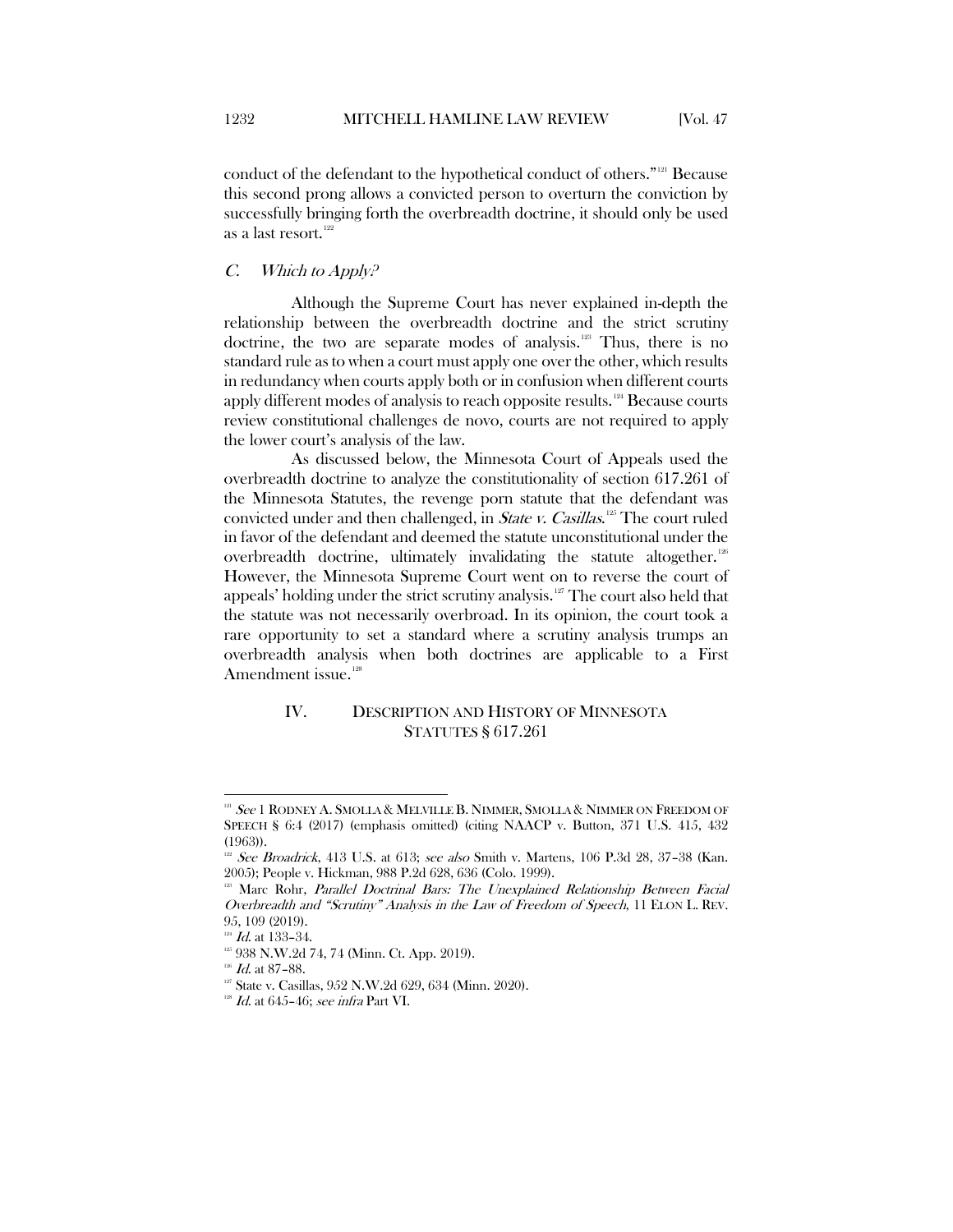conduct of the defendant to the hypothetical conduct of others."[121] Because this second prong allows a convicted person to overturn the conviction by successfully bringing forth the overbreadth doctrine, it should only be used as a last resort.[122]

### *C. Which to Apply?*

Although the Supreme Court has never explained in-depth the relationship between the overbreadth doctrine and the strict scrutiny doctrine, the two are separate modes of analysis.[123] Thus, there is no standard rule as to when a court must apply one over the other, which results in redundancy when courts apply both or in confusion when different courts apply different modes of analysis to reach opposite results.[124] Because courts review constitutional challenges de novo, courts are not required to apply the lower court's analysis of the law.

As discussed below, the Minnesota Court of Appeals used the overbreadth doctrine to analyze the constitutionality of section 617.261 of the Minnesota Statutes, the revenge porn statute that the defendant was convicted under and then challenged, in *State v. Casillas*.[125] The court ruled in favor of the defendant and deemed the statute unconstitutional under the overbreadth doctrine, ultimately invalidating the statute altogether.[126] However, the Minnesota Supreme Court went on to reverse the court of appeals' holding under the strict scrutiny analysis.[127] The court also held that the statute was not necessarily overbroad. In its opinion, the court took a rare opportunity to set a standard where a scrutiny analysis trumps an overbreadth analysis when both doctrines are applicable to a First Amendment issue.[128]

## IV. DESCRIPTION AND HISTORY OF MINNESOTA STATUTES § 617.261

---

[121] *See* 1 RODNEY A. SMOLLA & MELVILLE B. NIMMER, SMOLLA & NIMMER ON FREEDOM OF SPEECH § 6:4 (2017) (emphasis omitted) (citing NAACP v. Button, 371 U.S. 415, 432 (1963)).

[122] *See Broadrick*, 413 U.S. at 613; *see also* Smith v. Martens, 106 P.3d 28, 37–38 (Kan. 2005); People v. Hickman, 988 P.2d 628, 636 (Colo. 1999).

[123] Marc Rohr, *Parallel Doctrinal Bars: The Unexplained Relationship Between Facial Overbreadth and "Scrutiny" Analysis in the Law of Freedom of Speech*, 11 ELON L. REV. 95, 109 (2019).

[124] *Id.* at 133–34.

[125] 938 N.W.2d 74, 74 (Minn. Ct. App. 2019).

[126] *Id.* at 87–88.

[127] State v. Casillas, 952 N.W.2d 629, 634 (Minn. 2020).

[128] *Id.* at 645–46; *see infra* Part VI.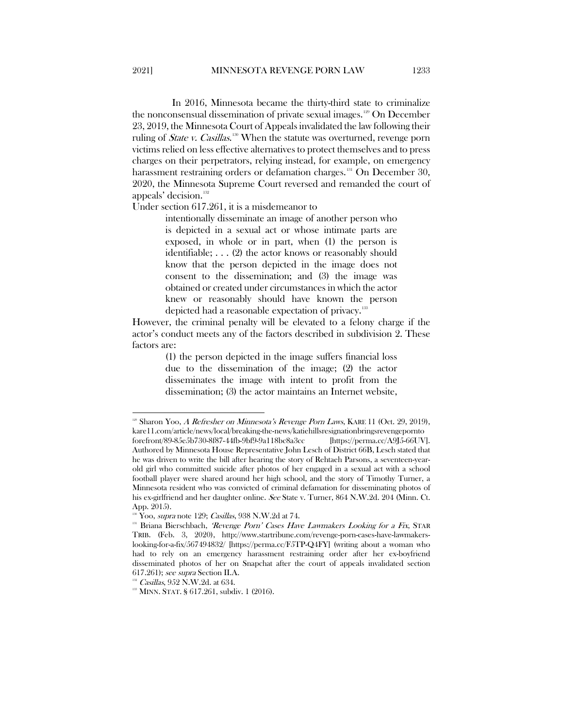In 2016, Minnesota became the thirty-third state to criminalize the nonconsensual dissemination of private sexual images.[129] On December 23, 2019, the Minnesota Court of Appeals invalidated the law following their ruling of *State v. Casillas*.[130] When the statute was overturned, revenge porn victims relied on less effective alternatives to protect themselves and to press charges on their perpetrators, relying instead, for example, on emergency harassment restraining orders or defamation charges.[131] On December 30, 2020, the Minnesota Supreme Court reversed and remanded the court of appeals' decision.[132]

Under section 617.261, it is a misdemeanor to

> intentionally disseminate an image of another person who is depicted in a sexual act or whose intimate parts are exposed, in whole or in part, when (1) the person is identifiable; . . . (2) the actor knows or reasonably should know that the person depicted in the image does not consent to the dissemination; and (3) the image was obtained or created under circumstances in which the actor knew or reasonably should have known the person depicted had a reasonable expectation of privacy.[133]

However, the criminal penalty will be elevated to a felony charge if the actor's conduct meets any of the factors described in subdivision 2. These factors are:

> (1) the person depicted in the image suffers financial loss due to the dissemination of the image; (2) the actor disseminates the image with intent to profit from the dissemination; (3) the actor maintains an Internet website,

---

[129] Sharon Yoo, *A Refresher on Minnesota's Revenge Porn Laws*, KARE 11 (Oct. 29, 2019), kare11.com/article/news/local/breaking-the-news/katiehillsresignationbringsrevengepornto forefront/89-85e5b730-8f87-44fb-9bf9-9a118bc8a3cc [https://perma.cc/A9J5-66UV]. Authored by Minnesota House Representative John Lesch of District 66B, Lesch stated that he was driven to write the bill after hearing the story of Rehtaeh Parsons, a seventeen-year-old girl who committed suicide after photos of her engaged in a sexual act with a school football player were shared around her high school, and the story of Timothy Turner, a Minnesota resident who was convicted of criminal defamation for disseminating photos of his ex-girlfriend and her daughter online. *See* State v. Turner, 864 N.W.2d. 204 (Minn. Ct. App. 2015).

[130] Yoo, *supra* note 129; *Casillas*, 938 N.W.2d at 74.

[131] Briana Bierschbach, *'Revenge Porn' Cases Have Lawmakers Looking for a Fix*, STAR TRIB. (Feb. 3, 2020), http://www.startribune.com/revenge-porn-cases-have-lawmakers-looking-for-a-fix/567494832/ [https://perma.cc/F5TP-Q4FY] (writing about a woman who had to rely on an emergency harassment restraining order after her ex-boyfriend disseminated photos of her on Snapchat after the court of appeals invalidated section 617.261); *see supra* Section II.A.

[132] *Casillas*, 952 N.W.2d. at 634.

[133] MINN. STAT. § 617.261, subdiv. 1 (2016).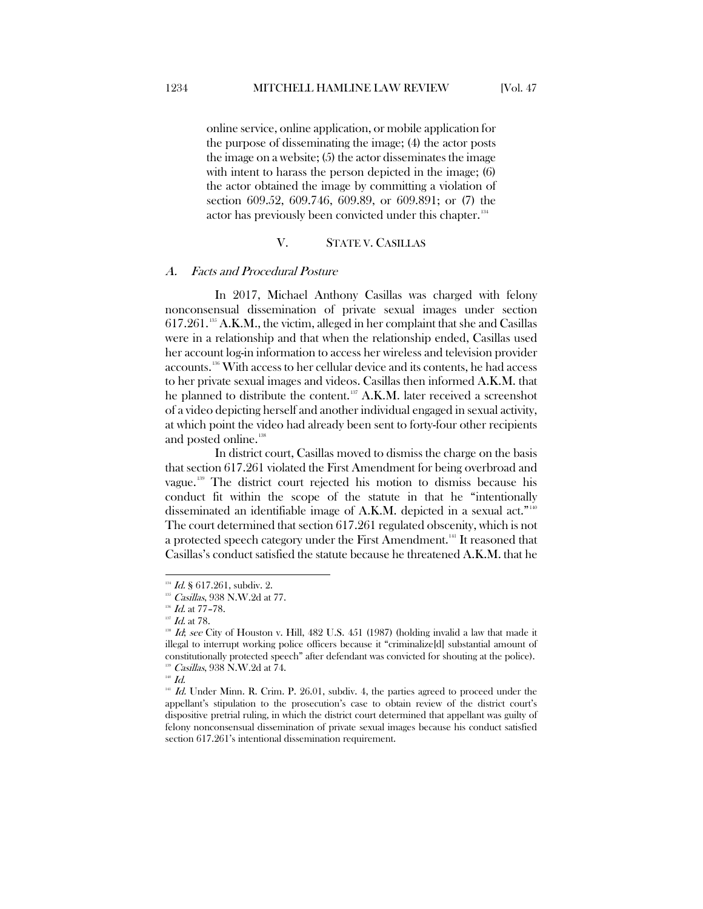online service, online application, or mobile application for the purpose of disseminating the image; (4) the actor posts the image on a website; (5) the actor disseminates the image with intent to harass the person depicted in the image; (6) the actor obtained the image by committing a violation of section 609.52, 609.746, 609.89, or 609.891; or (7) the actor has previously been convicted under this chapter.[134]

## V. STATE V. CASILLAS

### A. *Facts and Procedural Posture*

In 2017, Michael Anthony Casillas was charged with felony nonconsensual dissemination of private sexual images under section 617.261.[135] A.K.M., the victim, alleged in her complaint that she and Casillas were in a relationship and that when the relationship ended, Casillas used her account log-in information to access her wireless and television provider accounts.[136] With access to her cellular device and its contents, he had access to her private sexual images and videos. Casillas then informed A.K.M. that he planned to distribute the content.[137] A.K.M. later received a screenshot of a video depicting herself and another individual engaged in sexual activity, at which point the video had already been sent to forty-four other recipients and posted online.[138]

In district court, Casillas moved to dismiss the charge on the basis that section 617.261 violated the First Amendment for being overbroad and vague.[139] The district court rejected his motion to dismiss because his conduct fit within the scope of the statute in that he "intentionally disseminated an identifiable image of A.K.M. depicted in a sexual act."[140] The court determined that section 617.261 regulated obscenity, which is not a protected speech category under the First Amendment.[141] It reasoned that Casillas's conduct satisfied the statute because he threatened A.K.M. that he

---

[134] *Id.* § 617.261, subdiv. 2.

[135] *Casillas*, 938 N.W.2d at 77.

[136] *Id.* at 77–78.

[137] *Id.* at 78.

[138] *Id*; *see* City of Houston v. Hill, 482 U.S. 451 (1987) (holding invalid a law that made it illegal to interrupt working police officers because it "criminalize[d] substantial amount of constitutionally protected speech" after defendant was convicted for shouting at the police).

[139] *Casillas*, 938 N.W.2d at 74.

[140] *Id.*

[141] *Id.* Under Minn. R. Crim. P. 26.01, subdiv. 4, the parties agreed to proceed under the appellant's stipulation to the prosecution's case to obtain review of the district court's dispositive pretrial ruling, in which the district court determined that appellant was guilty of felony nonconsensual dissemination of private sexual images because his conduct satisfied section 617.261's intentional dissemination requirement.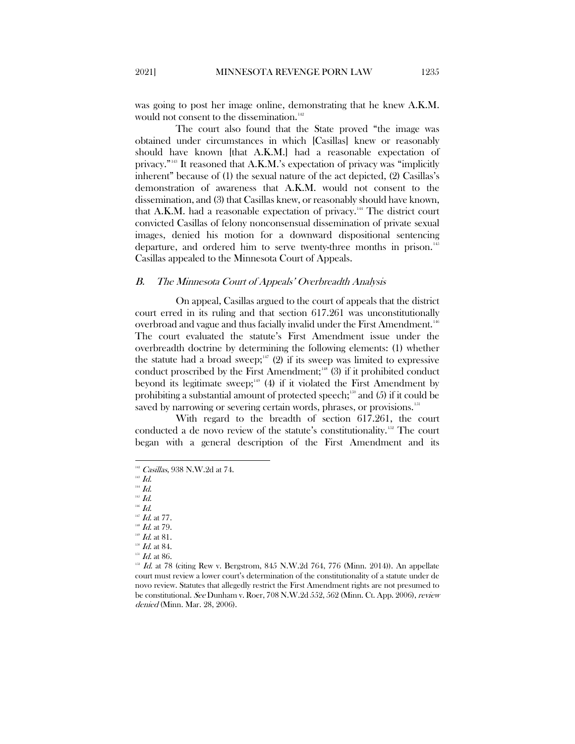was going to post her image online, demonstrating that he knew A.K.M. would not consent to the dissemination.[142]

The court also found that the State proved "the image was obtained under circumstances in which [Casillas] knew or reasonably should have known [that A.K.M.] had a reasonable expectation of privacy."[143] It reasoned that A.K.M.'s expectation of privacy was "implicitly inherent" because of (1) the sexual nature of the act depicted, (2) Casillas's demonstration of awareness that A.K.M. would not consent to the dissemination, and (3) that Casillas knew, or reasonably should have known, that A.K.M. had a reasonable expectation of privacy.[144] The district court convicted Casillas of felony nonconsensual dissemination of private sexual images, denied his motion for a downward dispositional sentencing departure, and ordered him to serve twenty-three months in prison.[145] Casillas appealed to the Minnesota Court of Appeals.

### *B. The Minnesota Court of Appeals' Overbreadth Analysis*

On appeal, Casillas argued to the court of appeals that the district court erred in its ruling and that section 617.261 was unconstitutionally overbroad and vague and thus facially invalid under the First Amendment.[146] The court evaluated the statute's First Amendment issue under the overbreadth doctrine by determining the following elements: (1) whether the statute had a broad sweep;[147] (2) if its sweep was limited to expressive conduct proscribed by the First Amendment;[148] (3) if it prohibited conduct beyond its legitimate sweep;[149] (4) if it violated the First Amendment by prohibiting a substantial amount of protected speech;[150] and (5) if it could be saved by narrowing or severing certain words, phrases, or provisions.[151]

With regard to the breadth of section 617.261, the court conducted a de novo review of the statute's constitutionality.[152] The court began with a general description of the First Amendment and its

---

[142] *Casillas*, 938 N.W.2d at 74.

[143] *Id.*

[144] *Id.*

[145] *Id.*

[146] *Id.*

[147] *Id.* at 77.

[148] *Id.* at 79.

[149] *Id.* at 81.

[150] *Id.* at 84.

[151] *Id.* at 86.

[152] *Id.* at 78 (citing Rew v. Bergstrom, 845 N.W.2d 764, 776 (Minn. 2014)). An appellate court must review a lower court's determination of the constitutionality of a statute under de novo review. Statutes that allegedly restrict the First Amendment rights are not presumed to be constitutional. *See* Dunham v. Roer, 708 N.W.2d 552, 562 (Minn. Ct. App. 2006), *review denied* (Minn. Mar. 28, 2006).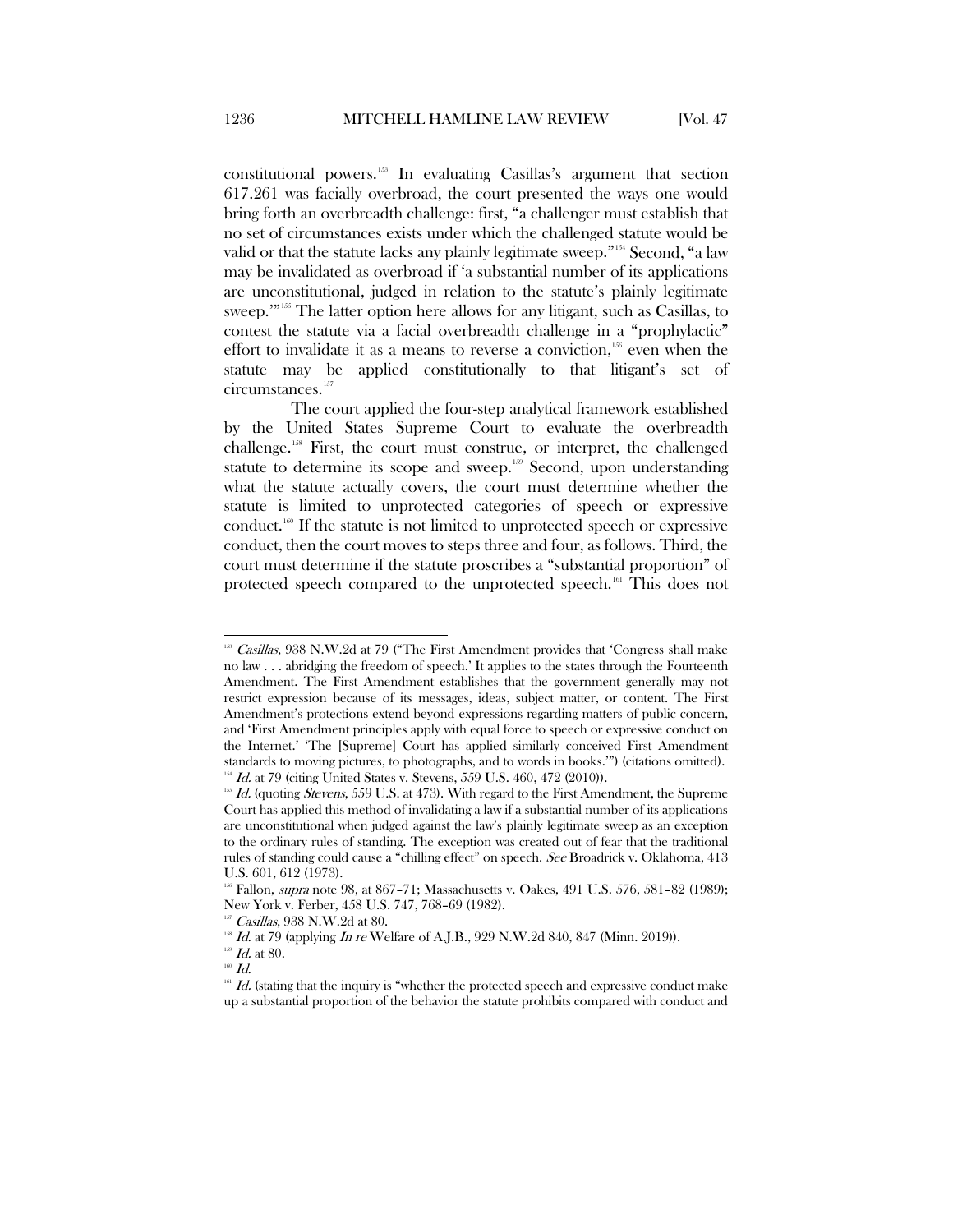constitutional powers.[153] In evaluating Casillas's argument that section 617.261 was facially overbroad, the court presented the ways one would bring forth an overbreadth challenge: first, "a challenger must establish that no set of circumstances exists under which the challenged statute would be valid or that the statute lacks any plainly legitimate sweep."[154] Second, "a law may be invalidated as overbroad if 'a substantial number of its applications are unconstitutional, judged in relation to the statute's plainly legitimate sweep.'"[155] The latter option here allows for any litigant, such as Casillas, to contest the statute via a facial overbreadth challenge in a "prophylactic" effort to invalidate it as a means to reverse a conviction,[156] even when the statute may be applied constitutionally to that litigant's set of circumstances.[157]

The court applied the four-step analytical framework established by the United States Supreme Court to evaluate the overbreadth challenge.[158] First, the court must construe, or interpret, the challenged statute to determine its scope and sweep.[159] Second, upon understanding what the statute actually covers, the court must determine whether the statute is limited to unprotected categories of speech or expressive conduct.[160] If the statute is not limited to unprotected speech or expressive conduct, then the court moves to steps three and four, as follows. Third, the court must determine if the statute proscribes a "substantial proportion" of protected speech compared to the unprotected speech.[161] This does not

---

[153] *Casillas*, 938 N.W.2d at 79 ("The First Amendment provides that 'Congress shall make no law . . . abridging the freedom of speech.' It applies to the states through the Fourteenth Amendment. The First Amendment establishes that the government generally may not restrict expression because of its messages, ideas, subject matter, or content. The First Amendment's protections extend beyond expressions regarding matters of public concern, and 'First Amendment principles apply with equal force to speech or expressive conduct on the Internet.' 'The [Supreme] Court has applied similarly conceived First Amendment standards to moving pictures, to photographs, and to words in books.'") (citations omitted).

[154] *Id.* at 79 (citing United States v. Stevens, 559 U.S. 460, 472 (2010)).

[155] *Id.* (quoting *Stevens*, 559 U.S. at 473). With regard to the First Amendment, the Supreme Court has applied this method of invalidating a law if a substantial number of its applications are unconstitutional when judged against the law's plainly legitimate sweep as an exception to the ordinary rules of standing. The exception was created out of fear that the traditional rules of standing could cause a "chilling effect" on speech. *See* Broadrick v. Oklahoma, 413 U.S. 601, 612 (1973).

[156] Fallon, *supra* note 98, at 867–71; Massachusetts v. Oakes, 491 U.S. 576, 581–82 (1989); New York v. Ferber, 458 U.S. 747, 768–69 (1982).

[157] *Casillas*, 938 N.W.2d at 80.

[158] *Id.* at 79 (applying *In re* Welfare of A.J.B., 929 N.W.2d 840, 847 (Minn. 2019)).

[159] *Id.* at 80.

[160] *Id.*

[161] *Id.* (stating that the inquiry is "whether the protected speech and expressive conduct make up a substantial proportion of the behavior the statute prohibits compared with conduct and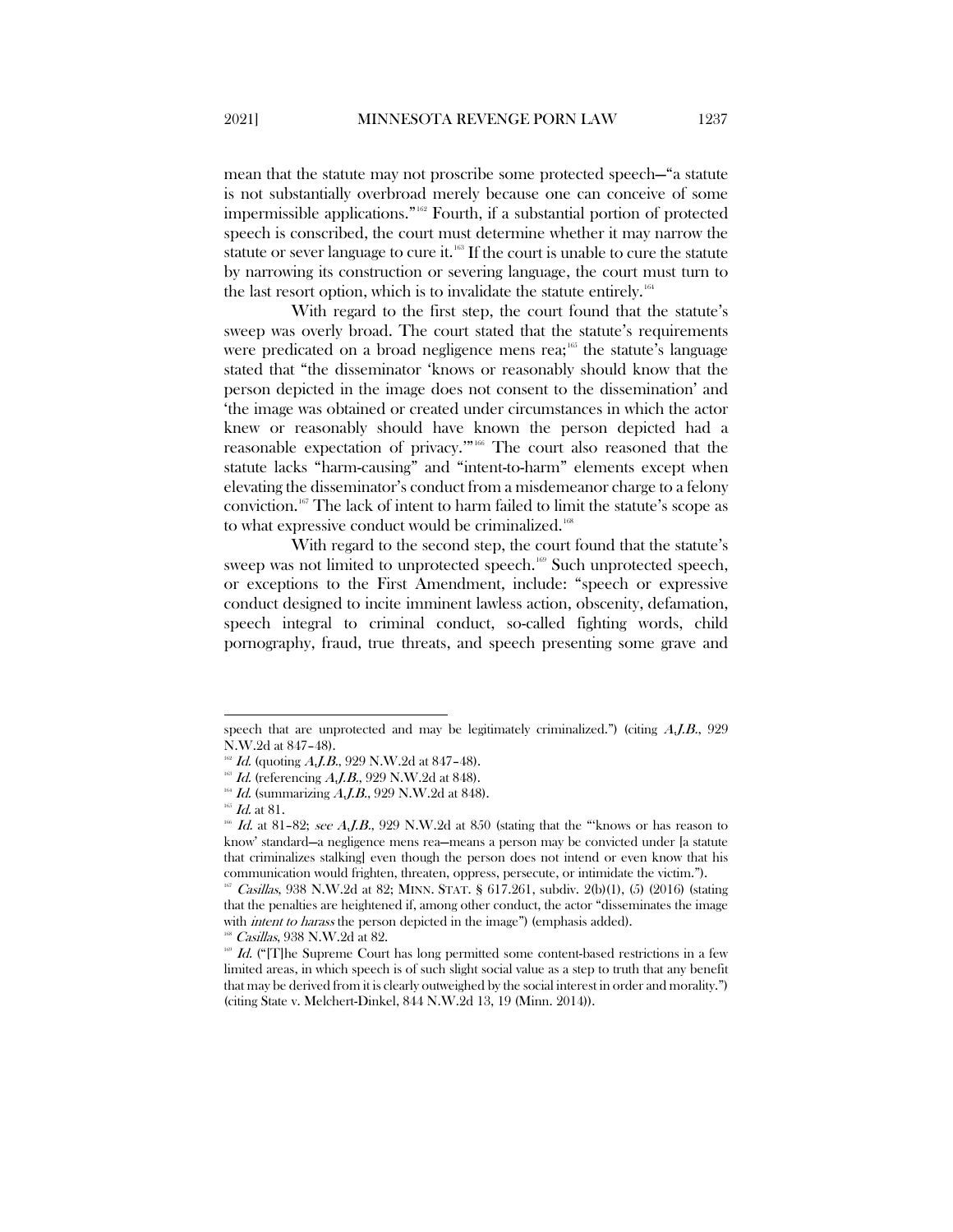mean that the statute may not proscribe some protected speech—"a statute is not substantially overbroad merely because one can conceive of some impermissible applications."[162] Fourth, if a substantial portion of protected speech is conscribed, the court must determine whether it may narrow the statute or sever language to cure it.[163] If the court is unable to cure the statute by narrowing its construction or severing language, the court must turn to the last resort option, which is to invalidate the statute entirely.[164]

With regard to the first step, the court found that the statute's sweep was overly broad. The court stated that the statute's requirements were predicated on a broad negligence mens rea;[165] the statute's language stated that "the disseminator 'knows or reasonably should know that the person depicted in the image does not consent to the dissemination' and 'the image was obtained or created under circumstances in which the actor knew or reasonably should have known the person depicted had a reasonable expectation of privacy.'"[166] The court also reasoned that the statute lacks "harm-causing" and "intent-to-harm" elements except when elevating the disseminator's conduct from a misdemeanor charge to a felony conviction.[167] The lack of intent to harm failed to limit the statute's scope as to what expressive conduct would be criminalized.[168]

With regard to the second step, the court found that the statute's sweep was not limited to unprotected speech.[169] Such unprotected speech, or exceptions to the First Amendment, include: "speech or expressive conduct designed to incite imminent lawless action, obscenity, defamation, speech integral to criminal conduct, so-called fighting words, child pornography, fraud, true threats, and speech presenting some grave and

---

speech that are unprotected and may be legitimately criminalized.") (citing *A.J.B.*, 929 N.W.2d at 847–48).

[162] *Id.* (quoting *A.J.B.*, 929 N.W.2d at 847–48).

[163] *Id.* (referencing *A.J.B.*, 929 N.W.2d at 848).

[164] *Id.* (summarizing *A.J.B.*, 929 N.W.2d at 848).

[165] *Id.* at 81.

[166] *Id.* at 81–82; *see A.J.B.*, 929 N.W.2d at 850 (stating that the "'knows or has reason to know' standard—a negligence mens rea—means a person may be convicted under [a statute that criminalizes stalking] even though the person does not intend or even know that his communication would frighten, threaten, oppress, persecute, or intimidate the victim.").

[167] *Casillas*, 938 N.W.2d at 82; MINN. STAT. § 617.261, subdiv. 2(b)(1), (5) (2016) (stating that the penalties are heightened if, among other conduct, the actor "disseminates the image with *intent to harass* the person depicted in the image") (emphasis added).

[168] *Casillas*, 938 N.W.2d at 82.

[169] *Id.* ("[T]he Supreme Court has long permitted some content-based restrictions in a few limited areas, in which speech is of such slight social value as a step to truth that any benefit that may be derived from it is clearly outweighed by the social interest in order and morality.") (citing State v. Melchert-Dinkel, 844 N.W.2d 13, 19 (Minn. 2014)).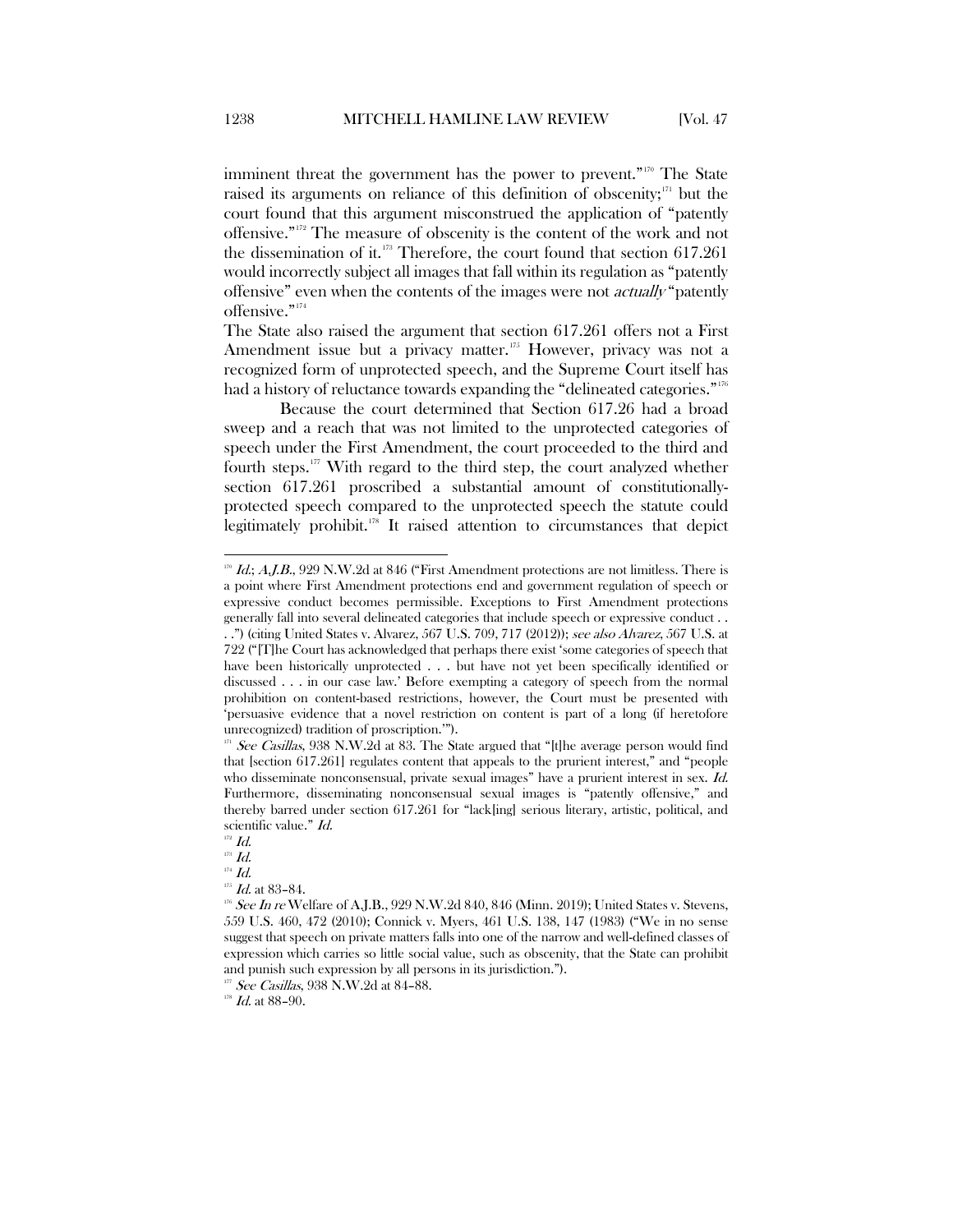imminent threat the government has the power to prevent."[170] The State raised its arguments on reliance of this definition of obscenity;[171] but the court found that this argument misconstrued the application of "patently offensive."[172] The measure of obscenity is the content of the work and not the dissemination of it.[173] Therefore, the court found that section 617.261 would incorrectly subject all images that fall within its regulation as "patently offensive" even when the contents of the images were not *actually* "patently offensive."[174]

The State also raised the argument that section 617.261 offers not a First Amendment issue but a privacy matter.[175] However, privacy was not a recognized form of unprotected speech, and the Supreme Court itself has had a history of reluctance towards expanding the "delineated categories."[176]

Because the court determined that Section 617.26 had a broad sweep and a reach that was not limited to the unprotected categories of speech under the First Amendment, the court proceeded to the third and fourth steps.[177] With regard to the third step, the court analyzed whether section 617.261 proscribed a substantial amount of constitutionally-protected speech compared to the unprotected speech the statute could legitimately prohibit.[178] It raised attention to circumstances that depict

---

[170] *Id.*; *A.J.B.*, 929 N.W.2d at 846 ("First Amendment protections are not limitless. There is a point where First Amendment protections end and government regulation of speech or expressive conduct becomes permissible. Exceptions to First Amendment protections generally fall into several delineated categories that include speech or expressive conduct . . . .") (citing United States v. Alvarez, 567 U.S. 709, 717 (2012)); *see also Alvarez*, 567 U.S. at 722 ("[T]he Court has acknowledged that perhaps there exist 'some categories of speech that have been historically unprotected . . . but have not yet been specifically identified or discussed . . . in our case law.' Before exempting a category of speech from the normal prohibition on content-based restrictions, however, the Court must be presented with 'persuasive evidence that a novel restriction on content is part of a long (if heretofore unrecognized) tradition of proscription.'").

[171] *See Casillas*, 938 N.W.2d at 83. The State argued that "[t]he average person would find that [section 617.261] regulates content that appeals to the prurient interest," and "people who disseminate nonconsensual, private sexual images" have a prurient interest in sex. *Id.* Furthermore, disseminating nonconsensual sexual images is "patently offensive," and thereby barred under section 617.261 for "lack[ing] serious literary, artistic, political, and scientific value." *Id.*

[172] *Id.*

[173] *Id.*

[174] *Id.*

[175] *Id.* at 83–84.

[176] *See In re* Welfare of A.J.B., 929 N.W.2d 840, 846 (Minn. 2019); United States v. Stevens, 559 U.S. 460, 472 (2010); Connick v. Myers, 461 U.S. 138, 147 (1983) ("We in no sense suggest that speech on private matters falls into one of the narrow and well-defined classes of expression which carries so little social value, such as obscenity, that the State can prohibit and punish such expression by all persons in its jurisdiction.").

[177] *See Casillas*, 938 N.W.2d at 84–88.

[178] *Id.* at 88–90.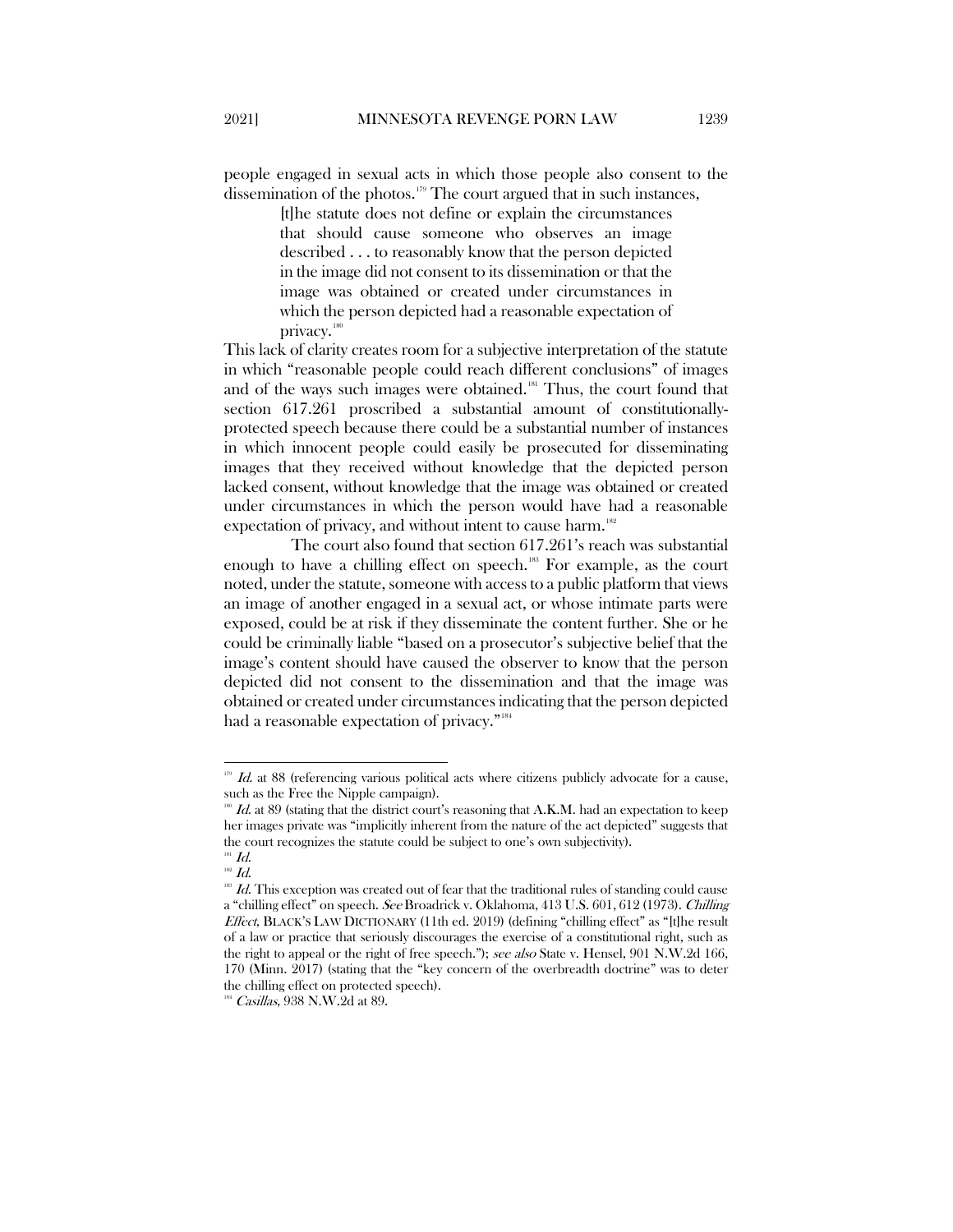people engaged in sexual acts in which those people also consent to the dissemination of the photos.[179] The court argued that in such instances,

> [t]he statute does not define or explain the circumstances that should cause someone who observes an image described . . . to reasonably know that the person depicted in the image did not consent to its dissemination or that the image was obtained or created under circumstances in which the person depicted had a reasonable expectation of privacy.[180]

This lack of clarity creates room for a subjective interpretation of the statute in which "reasonable people could reach different conclusions" of images and of the ways such images were obtained.[181] Thus, the court found that section 617.261 proscribed a substantial amount of constitutionally-protected speech because there could be a substantial number of instances in which innocent people could easily be prosecuted for disseminating images that they received without knowledge that the depicted person lacked consent, without knowledge that the image was obtained or created under circumstances in which the person would have had a reasonable expectation of privacy, and without intent to cause harm.[182]

The court also found that section 617.261's reach was substantial enough to have a chilling effect on speech.[183] For example, as the court noted, under the statute, someone with access to a public platform that views an image of another engaged in a sexual act, or whose intimate parts were exposed, could be at risk if they disseminate the content further. She or he could be criminally liable "based on a prosecutor's subjective belief that the image's content should have caused the observer to know that the person depicted did not consent to the dissemination and that the image was obtained or created under circumstances indicating that the person depicted had a reasonable expectation of privacy."[184]

---

[179] *Id.* at 88 (referencing various political acts where citizens publicly advocate for a cause, such as the Free the Nipple campaign).

[180] *Id.* at 89 (stating that the district court's reasoning that A.K.M. had an expectation to keep her images private was "implicitly inherent from the nature of the act depicted" suggests that the court recognizes the statute could be subject to one's own subjectivity).

[181] *Id.*

[182] *Id.*

[183] *Id.* This exception was created out of fear that the traditional rules of standing could cause a "chilling effect" on speech. *See* Broadrick v. Oklahoma, 413 U.S. 601, 612 (1973). *Chilling Effect*, BLACK'S LAW DICTIONARY (11th ed. 2019) (defining "chilling effect" as "[t]he result of a law or practice that seriously discourages the exercise of a constitutional right, such as the right to appeal or the right of free speech."); *see also* State v. Hensel, 901 N.W.2d 166, 170 (Minn. 2017) (stating that the "key concern of the overbreadth doctrine" was to deter the chilling effect on protected speech).

[184] *Casillas*, 938 N.W.2d at 89.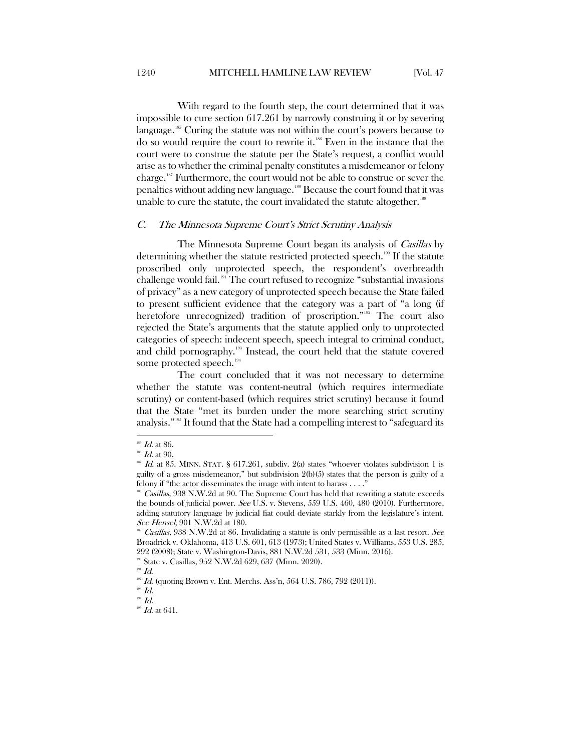With regard to the fourth step, the court determined that it was impossible to cure section 617.261 by narrowly construing it or by severing language.[185] Curing the statute was not within the court's powers because to do so would require the court to rewrite it.[186] Even in the instance that the court were to construe the statute per the State's request, a conflict would arise as to whether the criminal penalty constitutes a misdemeanor or felony charge.[187] Furthermore, the court would not be able to construe or sever the penalties without adding new language.[188] Because the court found that it was unable to cure the statute, the court invalidated the statute altogether.[189]

### *C. The Minnesota Supreme Court's Strict Scrutiny Analysis*

The Minnesota Supreme Court began its analysis of *Casillas* by determining whether the statute restricted protected speech.[190] If the statute proscribed only unprotected speech, the respondent's overbreadth challenge would fail.[191] The court refused to recognize "substantial invasions of privacy" as a new category of unprotected speech because the State failed to present sufficient evidence that the category was a part of "a long (if heretofore unrecognized) tradition of proscription."[192] The court also rejected the State's arguments that the statute applied only to unprotected categories of speech: indecent speech, speech integral to criminal conduct, and child pornography.[193] Instead, the court held that the statute covered some protected speech.[194]

The court concluded that it was not necessary to determine whether the statute was content-neutral (which requires intermediate scrutiny) or content-based (which requires strict scrutiny) because it found that the State "met its burden under the more searching strict scrutiny analysis."[195] It found that the State had a compelling interest to "safeguard its

---

[185] *Id.* at 86.

[186] *Id.* at 90.

[187] *Id.* at 85. MINN. STAT. § 617.261, subdiv. 2(a) states "whoever violates subdivision 1 is guilty of a gross misdemeanor," but subdivision 2(b)(5) states that the person is guilty of a felony if "the actor disseminates the image with intent to harass . . . ."

[188] *Casillas*, 938 N.W.2d at 90. The Supreme Court has held that rewriting a statute exceeds the bounds of judicial power. *See* U.S. v. Stevens, 559 U.S. 460, 480 (2010). Furthermore, adding statutory language by judicial fiat could deviate starkly from the legislature's intent. *See Hensel*, 901 N.W.2d at 180.

[189] *Casillas*, 938 N.W.2d at 86. Invalidating a statute is only permissible as a last resort. *See* Broadrick v. Oklahoma, 413 U.S. 601, 613 (1973); United States v. Williams, 553 U.S. 285, 292 (2008); State v. Washington-Davis, 881 N.W.2d 531, 533 (Minn. 2016).

[190] State v. Casillas, 952 N.W.2d 629, 637 (Minn. 2020).

[191] *Id.*

[192] *Id.* (quoting Brown v. Ent. Merchs. Ass'n, 564 U.S. 786, 792 (2011)).

[193] *Id.*

[194] *Id.*

[195] *Id.* at 641.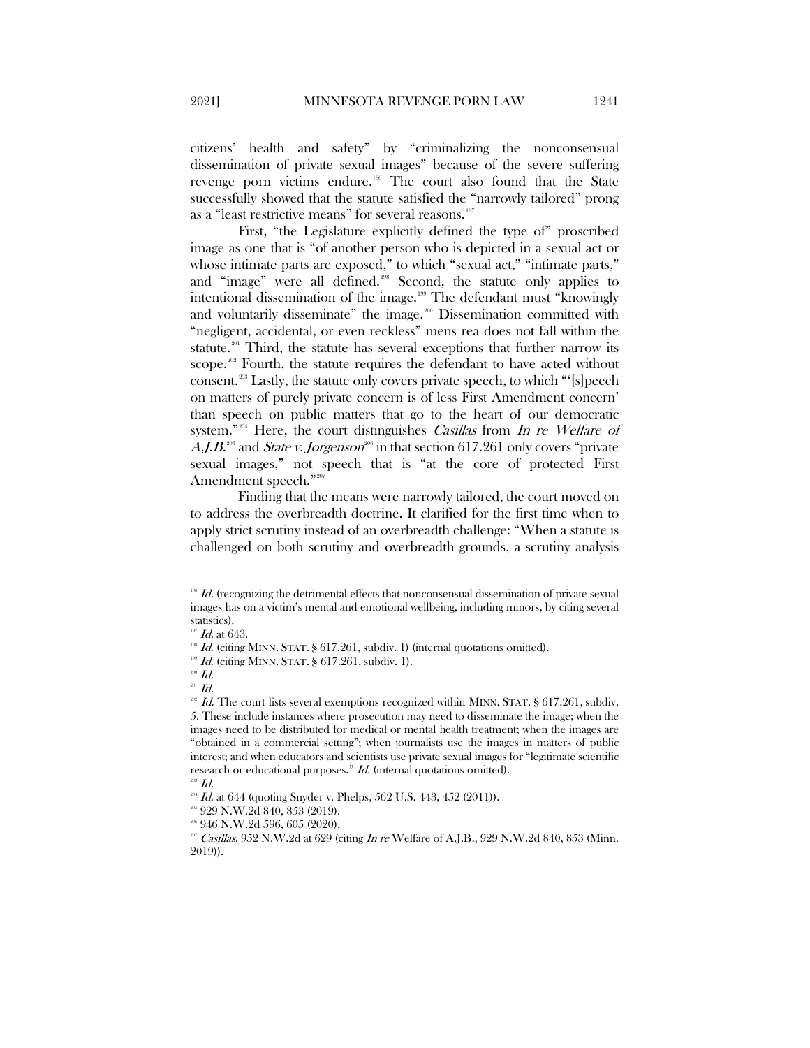citizens' health and safety" by "criminalizing the nonconsensual dissemination of private sexual images" because of the severe suffering revenge porn victims endure.[196] The court also found that the State successfully showed that the statute satisfied the "narrowly tailored" prong as a "least restrictive means" for several reasons.[197]

First, "the Legislature explicitly defined the type of" proscribed image as one that is "of another person who is depicted in a sexual act or whose intimate parts are exposed," to which "sexual act," "intimate parts," and "image" were all defined.[198] Second, the statute only applies to intentional dissemination of the image.[199] The defendant must "knowingly and voluntarily disseminate" the image.[200] Dissemination committed with "negligent, accidental, or even reckless" mens rea does not fall within the statute.[201] Third, the statute has several exceptions that further narrow its scope.[202] Fourth, the statute requires the defendant to have acted without consent.[203] Lastly, the statute only covers private speech, to which "'[s]peech on matters of purely private concern is of less First Amendment concern' than speech on public matters that go to the heart of our democratic system."[204] Here, the court distinguishes *Casillas* from *In re Welfare of A.J.B.*[205] and *State v. Jorgenson*[206] in that section 617.261 only covers "private sexual images," not speech that is "at the core of protected First Amendment speech."[207]

Finding that the means were narrowly tailored, the court moved on to address the overbreadth doctrine. It clarified for the first time when to apply strict scrutiny instead of an overbreadth challenge: "When a statute is challenged on both scrutiny and overbreadth grounds, a scrutiny analysis

---

[196] *Id.* (recognizing the detrimental effects that nonconsensual dissemination of private sexual images has on a victim's mental and emotional wellbeing, including minors, by citing several statistics).

[197] *Id.* at 643.

[198] *Id.* (citing MINN. STAT. § 617.261, subdiv. 1) (internal quotations omitted).

[199] *Id.* (citing MINN. STAT. § 617.261, subdiv. 1).

[200] *Id.*

[201] *Id.*

[202] *Id.* The court lists several exemptions recognized within MINN. STAT. § 617.261, subdiv. 5. These include instances where prosecution may need to disseminate the image; when the images need to be distributed for medical or mental health treatment; when the images are "obtained in a commercial setting"; when journalists use the images in matters of public interest; and when educators and scientists use private sexual images for "legitimate scientific research or educational purposes." *Id.* (internal quotations omitted).

[203] *Id.*

[204] *Id.* at 644 (quoting Snyder v. Phelps, 562 U.S. 443, 452 (2011)).

[205] 929 N.W.2d 840, 853 (2019).

[206] 946 N.W.2d 596, 605 (2020).

[207] *Casillas*, 952 N.W.2d at 629 (citing *In re* Welfare of A.J.B., 929 N.W.2d 840, 853 (Minn. 2019)).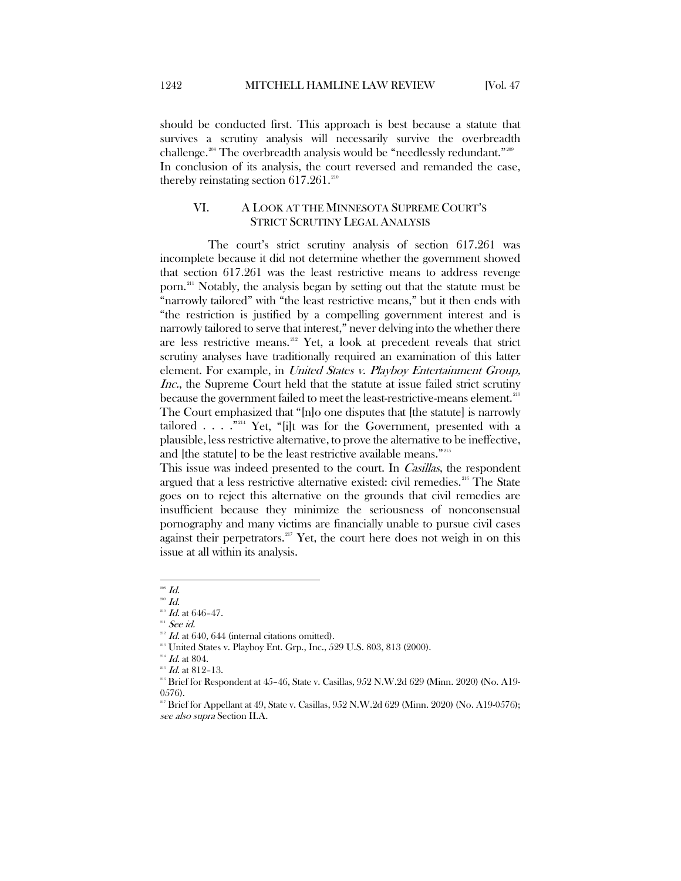should be conducted first. This approach is best because a statute that survives a scrutiny analysis will necessarily survive the overbreadth challenge.[208] The overbreadth analysis would be "needlessly redundant."[209] In conclusion of its analysis, the court reversed and remanded the case, thereby reinstating section 617.261.[210]

## VI. A LOOK AT THE MINNESOTA SUPREME COURT'S STRICT SCRUTINY LEGAL ANALYSIS

The court's strict scrutiny analysis of section 617.261 was incomplete because it did not determine whether the government showed that section 617.261 was the least restrictive means to address revenge porn.[211] Notably, the analysis began by setting out that the statute must be "narrowly tailored" with "the least restrictive means," but it then ends with "the restriction is justified by a compelling government interest and is narrowly tailored to serve that interest," never delving into the whether there are less restrictive means.[212] Yet, a look at precedent reveals that strict scrutiny analyses have traditionally required an examination of this latter element. For example, in *United States v. Playboy Entertainment Group, Inc.*, the Supreme Court held that the statute at issue failed strict scrutiny because the government failed to meet the least-restrictive-means element.[213] The Court emphasized that "[n]o one disputes that [the statute] is narrowly tailored . . . ."[214] Yet, "[i]t was for the Government, presented with a plausible, less restrictive alternative, to prove the alternative to be ineffective, and [the statute] to be the least restrictive available means."[215]

This issue was indeed presented to the court. In *Casillas*, the respondent argued that a less restrictive alternative existed: civil remedies.[216] The State goes on to reject this alternative on the grounds that civil remedies are insufficient because they minimize the seriousness of nonconsensual pornography and many victims are financially unable to pursue civil cases against their perpetrators.[217] Yet, the court here does not weigh in on this issue at all within its analysis.

---

[208] *Id.*

[209] *Id.*

[210] *Id.* at 646–47.

[211] *See id.*

[212] *Id.* at 640, 644 (internal citations omitted).

[213] United States v. Playboy Ent. Grp., Inc., 529 U.S. 803, 813 (2000).

[214] *Id.* at 804.

[215] *Id.* at 812–13.

[216] Brief for Respondent at 45–46, State v. Casillas, 952 N.W.2d 629 (Minn. 2020) (No. A19-0576).

[217] Brief for Appellant at 49, State v. Casillas, 952 N.W.2d 629 (Minn. 2020) (No. A19-0576); *see also supra* Section II.A.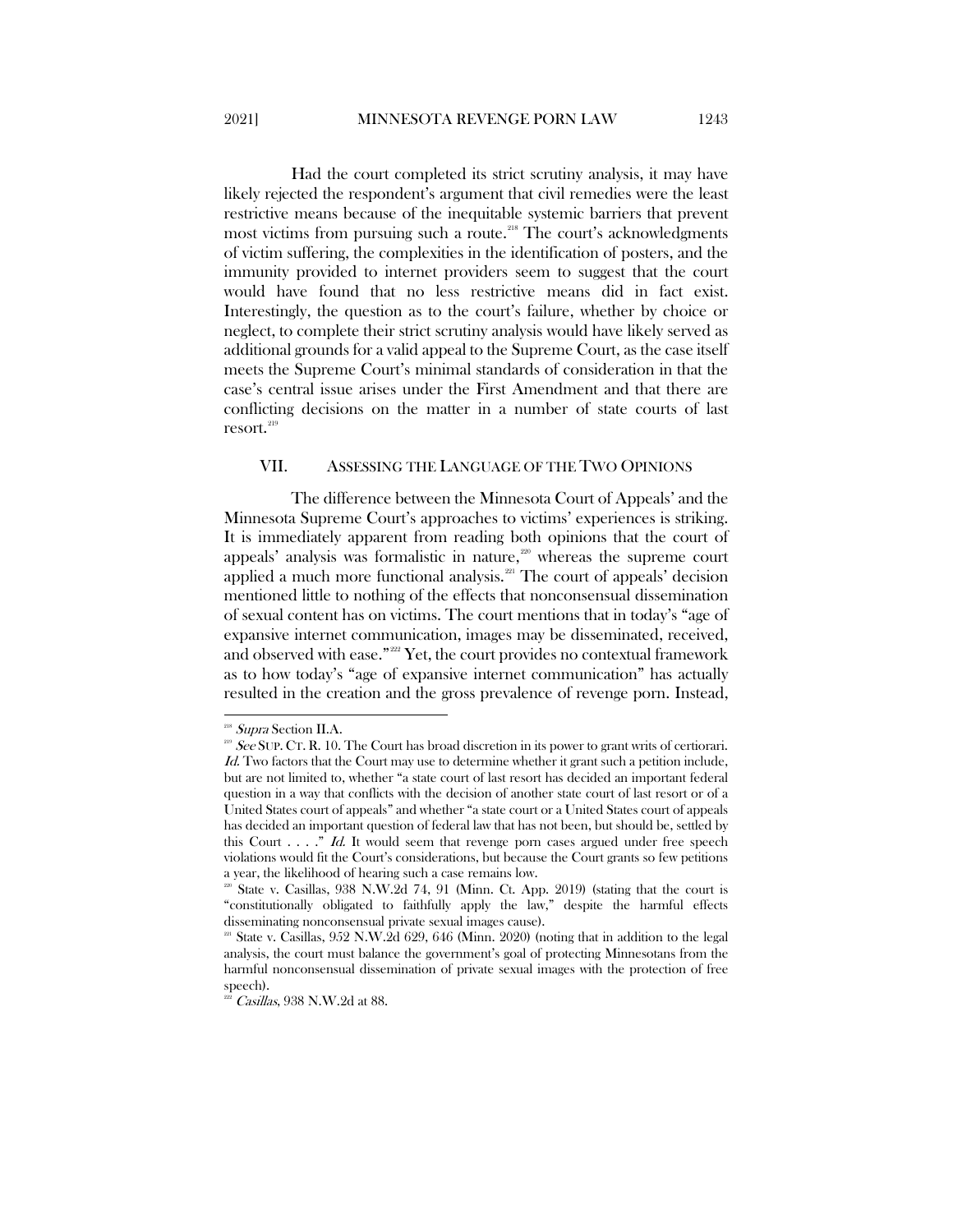Had the court completed its strict scrutiny analysis, it may have likely rejected the respondent's argument that civil remedies were the least restrictive means because of the inequitable systemic barriers that prevent most victims from pursuing such a route.[218] The court's acknowledgments of victim suffering, the complexities in the identification of posters, and the immunity provided to internet providers seem to suggest that the court would have found that no less restrictive means did in fact exist. Interestingly, the question as to the court's failure, whether by choice or neglect, to complete their strict scrutiny analysis would have likely served as additional grounds for a valid appeal to the Supreme Court, as the case itself meets the Supreme Court's minimal standards of consideration in that the case's central issue arises under the First Amendment and that there are conflicting decisions on the matter in a number of state courts of last resort.[219]

## VII. ASSESSING THE LANGUAGE OF THE TWO OPINIONS

The difference between the Minnesota Court of Appeals' and the Minnesota Supreme Court's approaches to victims' experiences is striking. It is immediately apparent from reading both opinions that the court of appeals' analysis was formalistic in nature,[220] whereas the supreme court applied a much more functional analysis.[221] The court of appeals' decision mentioned little to nothing of the effects that nonconsensual dissemination of sexual content has on victims. The court mentions that in today's "age of expansive internet communication, images may be disseminated, received, and observed with ease."[222] Yet, the court provides no contextual framework as to how today's "age of expansive internet communication" has actually resulted in the creation and the gross prevalence of revenge porn. Instead,

---

[218] *Supra* Section II.A.

[219] *See* SUP. CT. R. 10. The Court has broad discretion in its power to grant writs of certiorari. *Id.* Two factors that the Court may use to determine whether it grant such a petition include, but are not limited to, whether "a state court of last resort has decided an important federal question in a way that conflicts with the decision of another state court of last resort or of a United States court of appeals" and whether "a state court or a United States court of appeals has decided an important question of federal law that has not been, but should be, settled by this Court . . . ." *Id.* It would seem that revenge porn cases argued under free speech violations would fit the Court's considerations, but because the Court grants so few petitions a year, the likelihood of hearing such a case remains low.

[220] State v. Casillas, 938 N.W.2d 74, 91 (Minn. Ct. App. 2019) (stating that the court is "constitutionally obligated to faithfully apply the law," despite the harmful effects disseminating nonconsensual private sexual images cause).

[221] State v. Casillas, 952 N.W.2d 629, 646 (Minn. 2020) (noting that in addition to the legal analysis, the court must balance the government's goal of protecting Minnesotans from the harmful nonconsensual dissemination of private sexual images with the protection of free speech).

[222] *Casillas*, 938 N.W.2d at 88.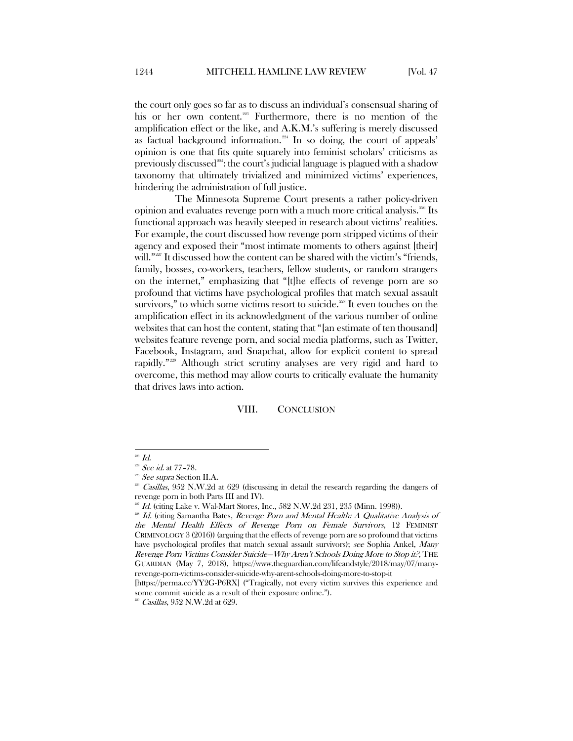the court only goes so far as to discuss an individual's consensual sharing of his or her own content.[223] Furthermore, there is no mention of the amplification effect or the like, and A.K.M.'s suffering is merely discussed as factual background information.[224] In so doing, the court of appeals' opinion is one that fits quite squarely into feminist scholars' criticisms as previously discussed[225]: the court's judicial language is plagued with a shadow taxonomy that ultimately trivialized and minimized victims' experiences, hindering the administration of full justice.

The Minnesota Supreme Court presents a rather policy-driven opinion and evaluates revenge porn with a much more critical analysis.[226] Its functional approach was heavily steeped in research about victims' realities. For example, the court discussed how revenge porn stripped victims of their agency and exposed their "most intimate moments to others against [their] will."[227] It discussed how the content can be shared with the victim's "friends, family, bosses, co-workers, teachers, fellow students, or random strangers on the internet," emphasizing that "[t]he effects of revenge porn are so profound that victims have psychological profiles that match sexual assault survivors," to which some victims resort to suicide.[228] It even touches on the amplification effect in its acknowledgment of the various number of online websites that can host the content, stating that "[an estimate of ten thousand] websites feature revenge porn, and social media platforms, such as Twitter, Facebook, Instagram, and Snapchat, allow for explicit content to spread rapidly."[229] Although strict scrutiny analyses are very rigid and hard to overcome, this method may allow courts to critically evaluate the humanity that drives laws into action.

## VIII. CONCLUSION

---

[223] *Id.*

[224] *See id.* at 77–78.

[225] *See supra* Section II.A.

[226] *Casillas*, 952 N.W.2d at 629 (discussing in detail the research regarding the dangers of revenge porn in both Parts III and IV).

[227] *Id.* (citing Lake v. Wal-Mart Stores, Inc., 582 N.W.2d 231, 235 (Minn. 1998)).

[228] *Id.* (citing Samantha Bates, *Revenge Porn and Mental Health: A Qualitative Analysis of the Mental Health Effects of Revenge Porn on Female Survivors*, 12 FEMINIST CRIMINOLOGY 3 (2016)) (arguing that the effects of revenge porn are so profound that victims have psychological profiles that match sexual assault survivors); *see* Sophia Ankel, *Many Revenge Porn Victims Consider Suicide—Why Aren't Schools Doing More to Stop it?*, THE GUARDIAN (May 7, 2018), https://www.theguardian.com/lifeandstyle/2018/may/07/many-revenge-porn-victims-consider-suicide-why-arent-schools-doing-more-to-stop-it [https://perma.cc/YY2G-P6RX] ("Tragically, not every victim survives this experience and some commit suicide as a result of their exposure online.").

[229] *Casillas*, 952 N.W.2d at 629.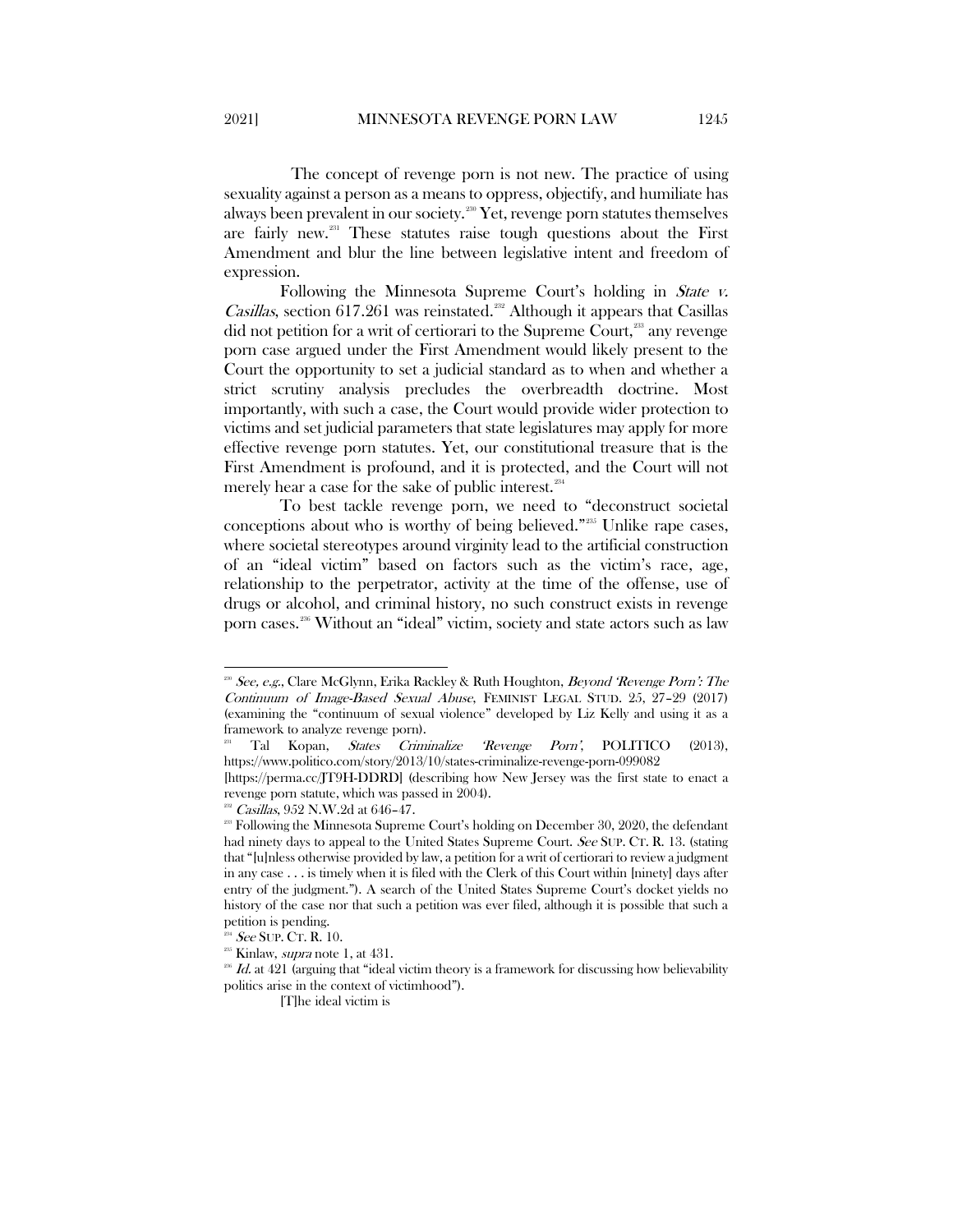The concept of revenge porn is not new. The practice of using sexuality against a person as a means to oppress, objectify, and humiliate has always been prevalent in our society.[230] Yet, revenge porn statutes themselves are fairly new.[231] These statutes raise tough questions about the First Amendment and blur the line between legislative intent and freedom of expression.

Following the Minnesota Supreme Court's holding in *State v. Casillas*, section 617.261 was reinstated.[232] Although it appears that Casillas did not petition for a writ of certiorari to the Supreme Court,[233] any revenge porn case argued under the First Amendment would likely present to the Court the opportunity to set a judicial standard as to when and whether a strict scrutiny analysis precludes the overbreadth doctrine. Most importantly, with such a case, the Court would provide wider protection to victims and set judicial parameters that state legislatures may apply for more effective revenge porn statutes. Yet, our constitutional treasure that is the First Amendment is profound, and it is protected, and the Court will not merely hear a case for the sake of public interest.[234]

To best tackle revenge porn, we need to "deconstruct societal conceptions about who is worthy of being believed."[235] Unlike rape cases, where societal stereotypes around virginity lead to the artificial construction of an "ideal victim" based on factors such as the victim's race, age, relationship to the perpetrator, activity at the time of the offense, use of drugs or alcohol, and criminal history, no such construct exists in revenge porn cases.[236] Without an "ideal" victim, society and state actors such as law

---

[230] *See, e.g.*, Clare McGlynn, Erika Rackley & Ruth Houghton, *Beyond 'Revenge Porn': The Continuum of Image-Based Sexual Abuse*, FEMINIST LEGAL STUD. 25, 27–29 (2017) (examining the "continuum of sexual violence" developed by Liz Kelly and using it as a framework to analyze revenge porn).

[231] Tal Kopan, *States Criminalize 'Revenge Porn'*, POLITICO (2013), https://www.politico.com/story/2013/10/states-criminalize-revenge-porn-099082 [https://perma.cc/JT9H-DDRD] (describing how New Jersey was the first state to enact a revenge porn statute, which was passed in 2004).

[232] *Casillas*, 952 N.W.2d at 646–47.

[233] Following the Minnesota Supreme Court's holding on December 30, 2020, the defendant had ninety days to appeal to the United States Supreme Court. *See* SUP. CT. R. 13. (stating that "[u]nless otherwise provided by law, a petition for a writ of certiorari to review a judgment in any case . . . is timely when it is filed with the Clerk of this Court within [ninety] days after entry of the judgment."). A search of the United States Supreme Court's docket yields no history of the case nor that such a petition was ever filed, although it is possible that such a petition is pending.

[234] *See* SUP. CT. R. 10.

[235] Kinlaw, *supra* note 1, at 431.

[236] *Id.* at 421 (arguing that "ideal victim theory is a framework for discussing how believability politics arise in the context of victimhood").

[T]he ideal victim is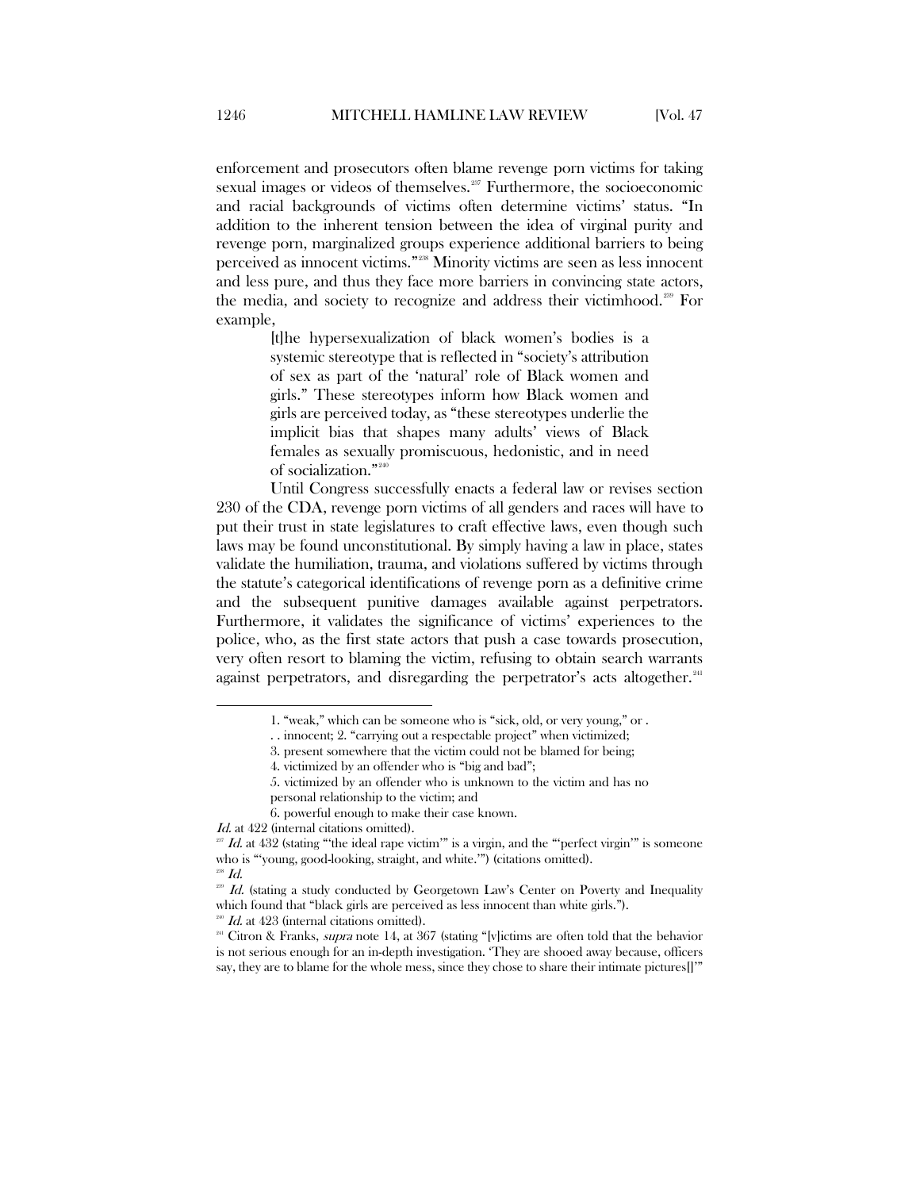enforcement and prosecutors often blame revenge porn victims for taking sexual images or videos of themselves.[237] Furthermore, the socioeconomic and racial backgrounds of victims often determine victims' status. "In addition to the inherent tension between the idea of virginal purity and revenge porn, marginalized groups experience additional barriers to being perceived as innocent victims."[238] Minority victims are seen as less innocent and less pure, and thus they face more barriers in convincing state actors, the media, and society to recognize and address their victimhood.[239] For example,

> [t]he hypersexualization of black women's bodies is a systemic stereotype that is reflected in "society's attribution of sex as part of the 'natural' role of Black women and girls." These stereotypes inform how Black women and girls are perceived today, as "these stereotypes underlie the implicit bias that shapes many adults' views of Black females as sexually promiscuous, hedonistic, and in need of socialization."[240]

Until Congress successfully enacts a federal law or revises section 230 of the CDA, revenge porn victims of all genders and races will have to put their trust in state legislatures to craft effective laws, even though such laws may be found unconstitutional. By simply having a law in place, states validate the humiliation, trauma, and violations suffered by victims through the statute's categorical identifications of revenge porn as a definitive crime and the subsequent punitive damages available against perpetrators. Furthermore, it validates the significance of victims' experiences to the police, who, as the first state actors that push a case towards prosecution, very often resort to blaming the victim, refusing to obtain search warrants against perpetrators, and disregarding the perpetrator's acts altogether.[241]

---

> 1. "weak," which can be someone who is "sick, old, or very young," or . . . innocent; 2. "carrying out a respectable project" when victimized;
> 3. present somewhere that the victim could not be blamed for being;
> 4. victimized by an offender who is "big and bad";
> 5. victimized by an offender who is unknown to the victim and has no personal relationship to the victim; and
> 6. powerful enough to make their case known.

*Id.* at 422 (internal citations omitted).

[237] *Id.* at 432 (stating "'the ideal rape victim'" is a virgin, and the "'perfect virgin'" is someone who is "'young, good-looking, straight, and white.'") (citations omitted).

[238] *Id.*

[239] *Id.* (stating a study conducted by Georgetown Law's Center on Poverty and Inequality which found that "black girls are perceived as less innocent than white girls.").

[240] *Id.* at 423 (internal citations omitted).

[241] Citron & Franks, *supra* note 14, at 367 (stating "[v]ictims are often told that the behavior is not serious enough for an in-depth investigation. 'They are shooed away because, officers say, they are to blame for the whole mess, since they chose to share their intimate pictures[]'"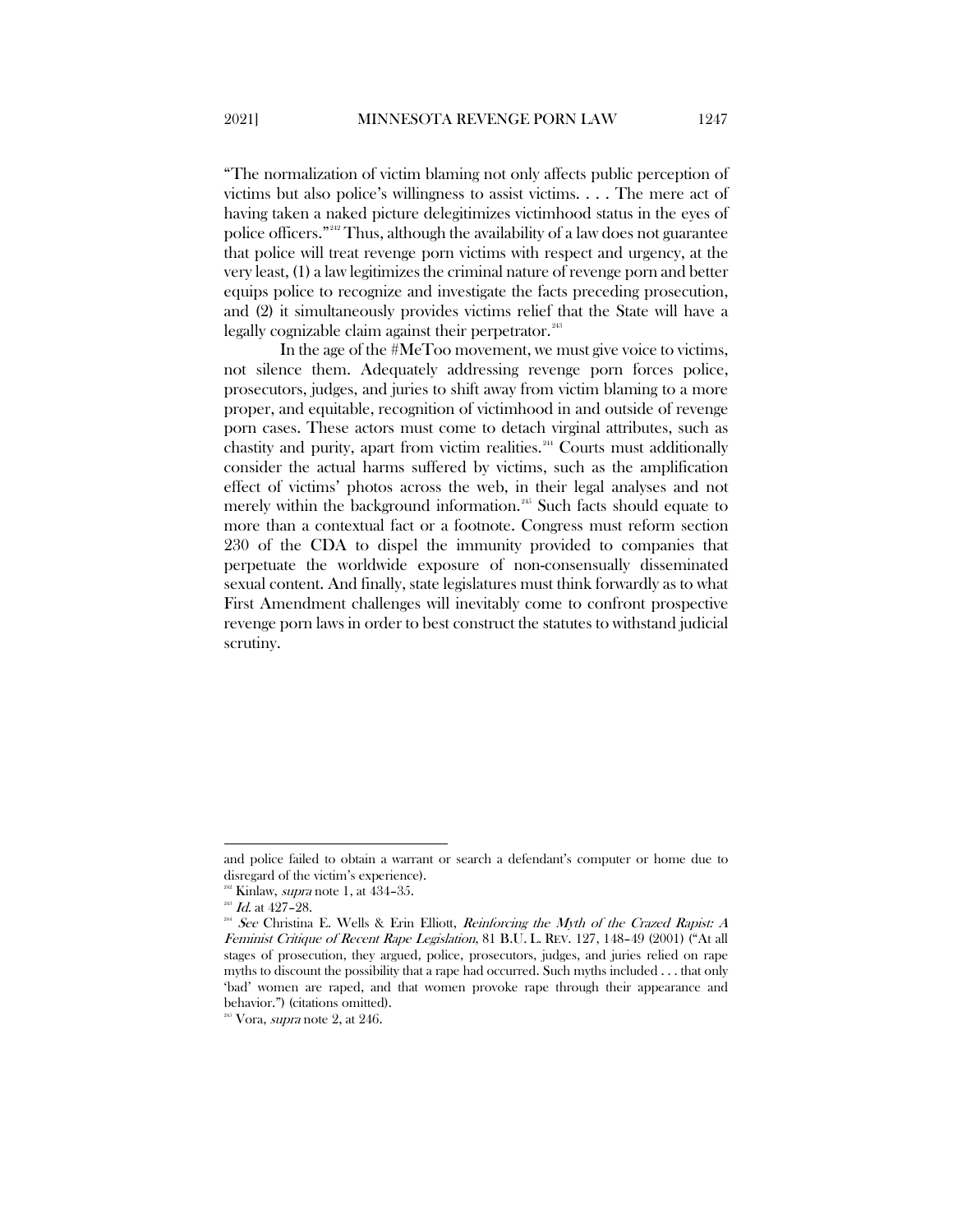"The normalization of victim blaming not only affects public perception of victims but also police's willingness to assist victims. . . . The mere act of having taken a naked picture delegitimizes victimhood status in the eyes of police officers."[242] Thus, although the availability of a law does not guarantee that police will treat revenge porn victims with respect and urgency, at the very least, (1) a law legitimizes the criminal nature of revenge porn and better equips police to recognize and investigate the facts preceding prosecution, and (2) it simultaneously provides victims relief that the State will have a legally cognizable claim against their perpetrator.[243]

In the age of the #MeToo movement, we must give voice to victims, not silence them. Adequately addressing revenge porn forces police, prosecutors, judges, and juries to shift away from victim blaming to a more proper, and equitable, recognition of victimhood in and outside of revenge porn cases. These actors must come to detach virginal attributes, such as chastity and purity, apart from victim realities.[244] Courts must additionally consider the actual harms suffered by victims, such as the amplification effect of victims' photos across the web, in their legal analyses and not merely within the background information.[245] Such facts should equate to more than a contextual fact or a footnote. Congress must reform section 230 of the CDA to dispel the immunity provided to companies that perpetuate the worldwide exposure of non-consensually disseminated sexual content. And finally, state legislatures must think forwardly as to what First Amendment challenges will inevitably come to confront prospective revenge porn laws in order to best construct the statutes to withstand judicial scrutiny.

---

and police failed to obtain a warrant or search a defendant's computer or home due to disregard of the victim's experience).

[242] Kinlaw, *supra* note 1, at 434–35.

[243] *Id.* at 427–28.

[244] *See* Christina E. Wells & Erin Elliott, *Reinforcing the Myth of the Crazed Rapist: A Feminist Critique of Recent Rape Legislation*, 81 B.U. L. REV. 127, 148–49 (2001) ("At all stages of prosecution, they argued, police, prosecutors, judges, and juries relied on rape myths to discount the possibility that a rape had occurred. Such myths included . . . that only 'bad' women are raped, and that women provoke rape through their appearance and behavior.") (citations omitted).

[245] Vora, *supra* note 2, at 246.